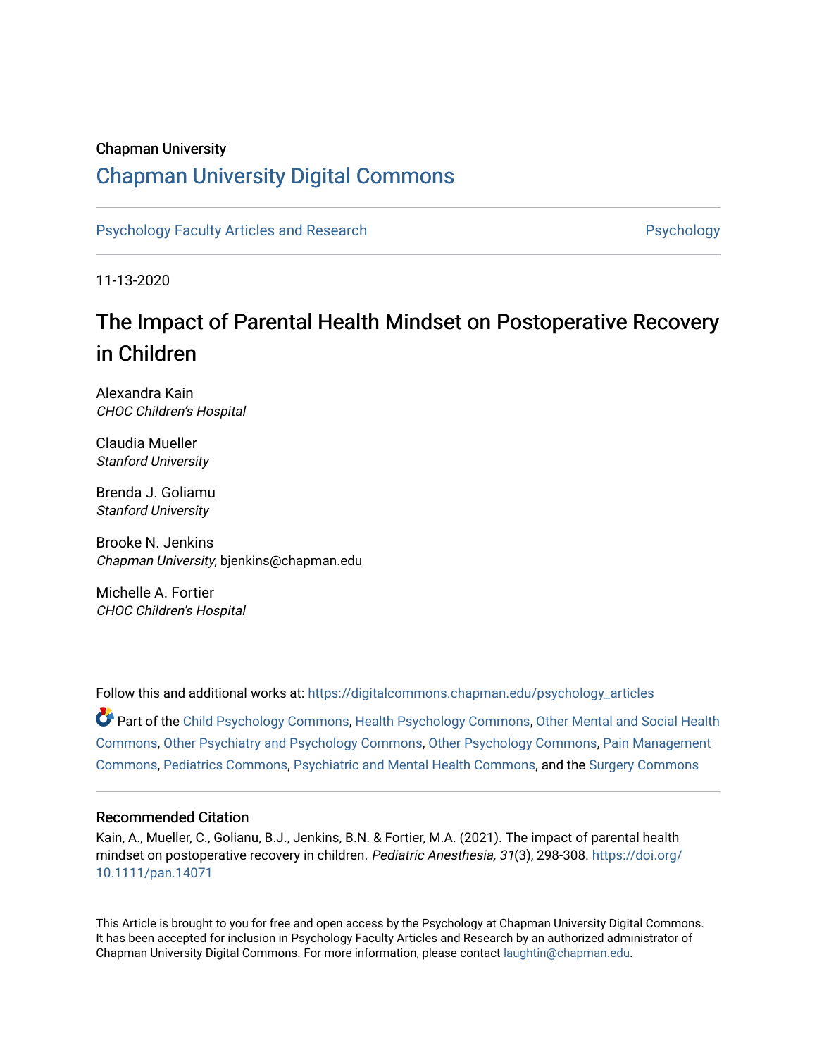Chapman University

# Chapman University Digital Commons

Psychology Faculty Articles and Research | Psychology

11-13-2020

# The Impact of Parental Health Mindset on Postoperative Recovery in Children

Alexandra Kain
*CHOC Children's Hospital*

Claudia Mueller
*Stanford University*

Brenda J. Goliamu
*Stanford University*

Brooke N. Jenkins
*Chapman University*, bjenkins@chapman.edu

Michelle A. Fortier
*CHOC Children's Hospital*

Follow this and additional works at: https://digitalcommons.chapman.edu/psychology_articles

Part of the Child Psychology Commons, Health Psychology Commons, Other Mental and Social Health Commons, Other Psychiatry and Psychology Commons, Other Psychology Commons, Pain Management Commons, Pediatrics Commons, Psychiatric and Mental Health Commons, and the Surgery Commons

## Recommended Citation

Kain, A., Mueller, C., Golianu, B.J., Jenkins, B.N. & Fortier, M.A. (2021). The impact of parental health mindset on postoperative recovery in children. *Pediatric Anesthesia, 31*(3), 298-308. https://doi.org/10.1111/pan.14071

This Article is brought to you for free and open access by the Psychology at Chapman University Digital Commons. It has been accepted for inclusion in Psychology Faculty Articles and Research by an authorized administrator of Chapman University Digital Commons. For more information, please contact laughtin@chapman.edu.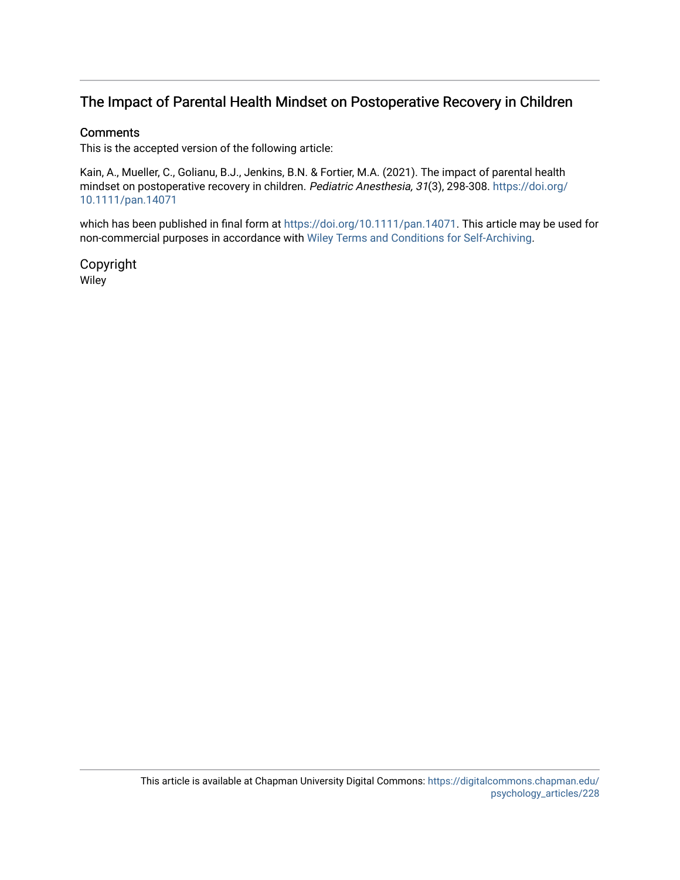# The Impact of Parental Health Mindset on Postoperative Recovery in Children

## Comments

This is the accepted version of the following article:

Kain, A., Mueller, C., Golianu, B.J., Jenkins, B.N. & Fortier, M.A. (2021). The impact of parental health mindset on postoperative recovery in children. *Pediatric Anesthesia, 31*(3), 298-308. https://doi.org/10.1111/pan.14071

which has been published in final form at https://doi.org/10.1111/pan.14071. This article may be used for non-commercial purposes in accordance with Wiley Terms and Conditions for Self-Archiving.

## Copyright

Wiley

This article is available at Chapman University Digital Commons: https://digitalcommons.chapman.edu/psychology_articles/228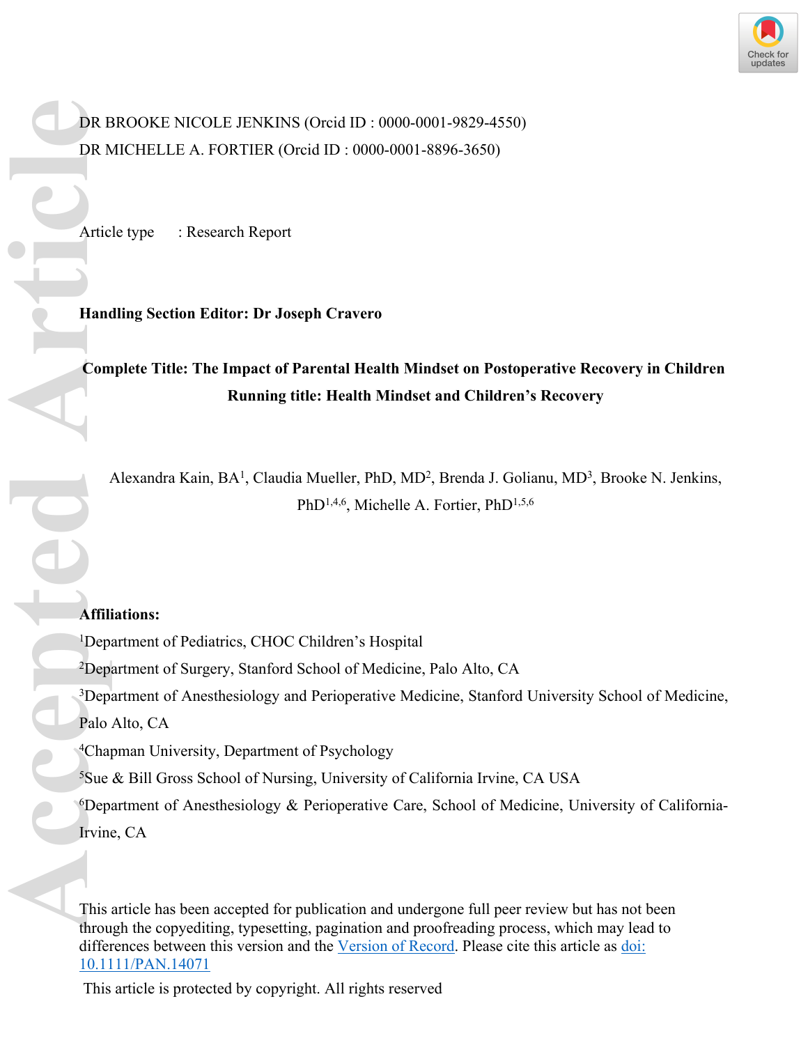DR BROOKE NICOLE JENKINS (Orcid ID : 0000-0001-9829-4550)

DR MICHELLE A. FORTIER (Orcid ID : 0000-0001-8896-3650)

Article type : Research Report

**Handling Section Editor: Dr Joseph Cravero**

**Complete Title: The Impact of Parental Health Mindset on Postoperative Recovery in Children**

**Running title: Health Mindset and Children's Recovery**

Alexandra Kain, BA[1], Claudia Mueller, PhD, MD[2], Brenda J. Golianu, MD[3], Brooke N. Jenkins, PhD[1,4,6], Michelle A. Fortier, PhD[1,5,6]

**Affiliations:**

[1]Department of Pediatrics, CHOC Children's Hospital

[2]Department of Surgery, Stanford School of Medicine, Palo Alto, CA

[3]Department of Anesthesiology and Perioperative Medicine, Stanford University School of Medicine, Palo Alto, CA

[4]Chapman University, Department of Psychology

[5]Sue & Bill Gross School of Nursing, University of California Irvine, CA USA

[6]Department of Anesthesiology & Perioperative Care, School of Medicine, University of California-Irvine, CA

This article has been accepted for publication and undergone full peer review but has not been through the copyediting, typesetting, pagination and proofreading process, which may lead to differences between this version and the Version of Record. Please cite this article as doi: 10.1111/PAN.14071

This article is protected by copyright. All rights reserved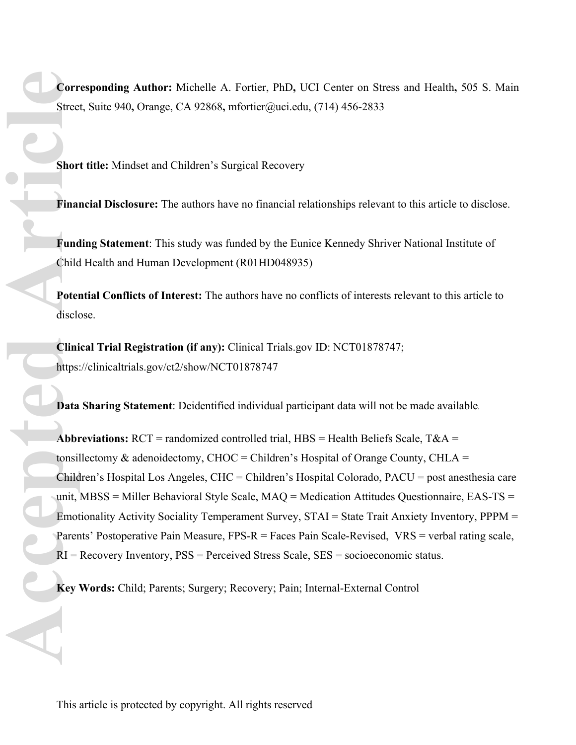**Corresponding Author:** Michelle A. Fortier, PhD**,** UCI Center on Stress and Health**,** 505 S. Main Street, Suite 940**,** Orange, CA 92868**,** mfortier@uci.edu, (714) 456-2833

**Short title:** Mindset and Children's Surgical Recovery

**Financial Disclosure:** The authors have no financial relationships relevant to this article to disclose.

**Funding Statement**: This study was funded by the Eunice Kennedy Shriver National Institute of Child Health and Human Development (R01HD048935)

**Potential Conflicts of Interest:** The authors have no conflicts of interests relevant to this article to disclose.

**Clinical Trial Registration (if any):** Clinical Trials.gov ID: NCT01878747; https://clinicaltrials.gov/ct2/show/NCT01878747

**Data Sharing Statement**: Deidentified individual participant data will not be made available.

**Abbreviations:** RCT = randomized controlled trial, HBS = Health Beliefs Scale, T&A = tonsillectomy & adenoidectomy, CHOC = Children's Hospital of Orange County, CHLA = Children's Hospital Los Angeles, CHC = Children's Hospital Colorado, PACU = post anesthesia care unit, MBSS = Miller Behavioral Style Scale, MAQ = Medication Attitudes Questionnaire, EAS-TS = Emotionality Activity Sociality Temperament Survey, STAI = State Trait Anxiety Inventory, PPPM = Parents' Postoperative Pain Measure, FPS-R = Faces Pain Scale-Revised, VRS = verbal rating scale, RI = Recovery Inventory, PSS = Perceived Stress Scale, SES = socioeconomic status.

**Key Words:** Child; Parents; Surgery; Recovery; Pain; Internal-External Control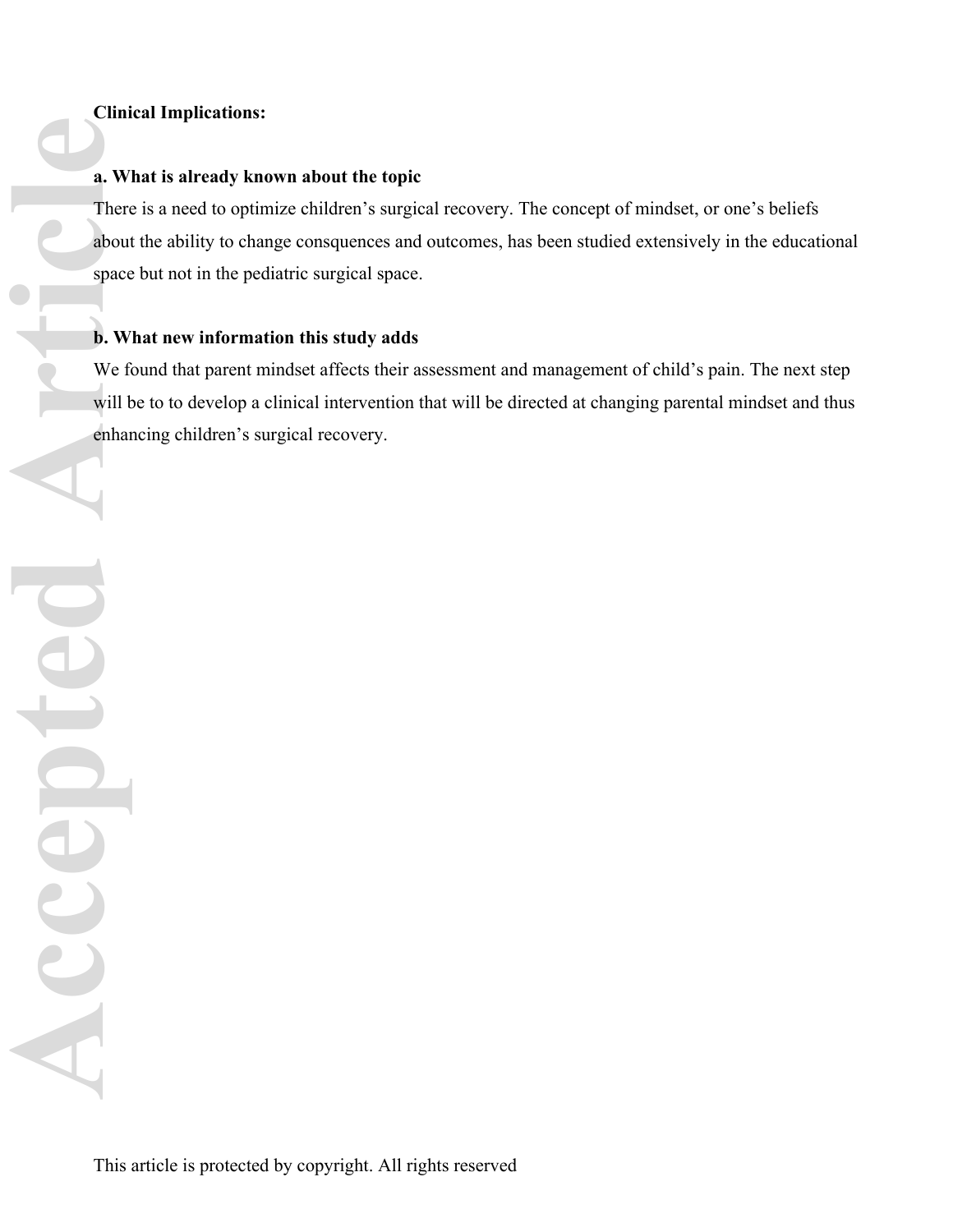**Clinical Implications:**

**a. What is already known about the topic**

There is a need to optimize children's surgical recovery. The concept of mindset, or one's beliefs about the ability to change consquences and outcomes, has been studied extensively in the educational space but not in the pediatric surgical space.

**b. What new information this study adds**

We found that parent mindset affects their assessment and management of child's pain. The next step will be to to develop a clinical intervention that will be directed at changing parental mindset and thus enhancing children's surgical recovery.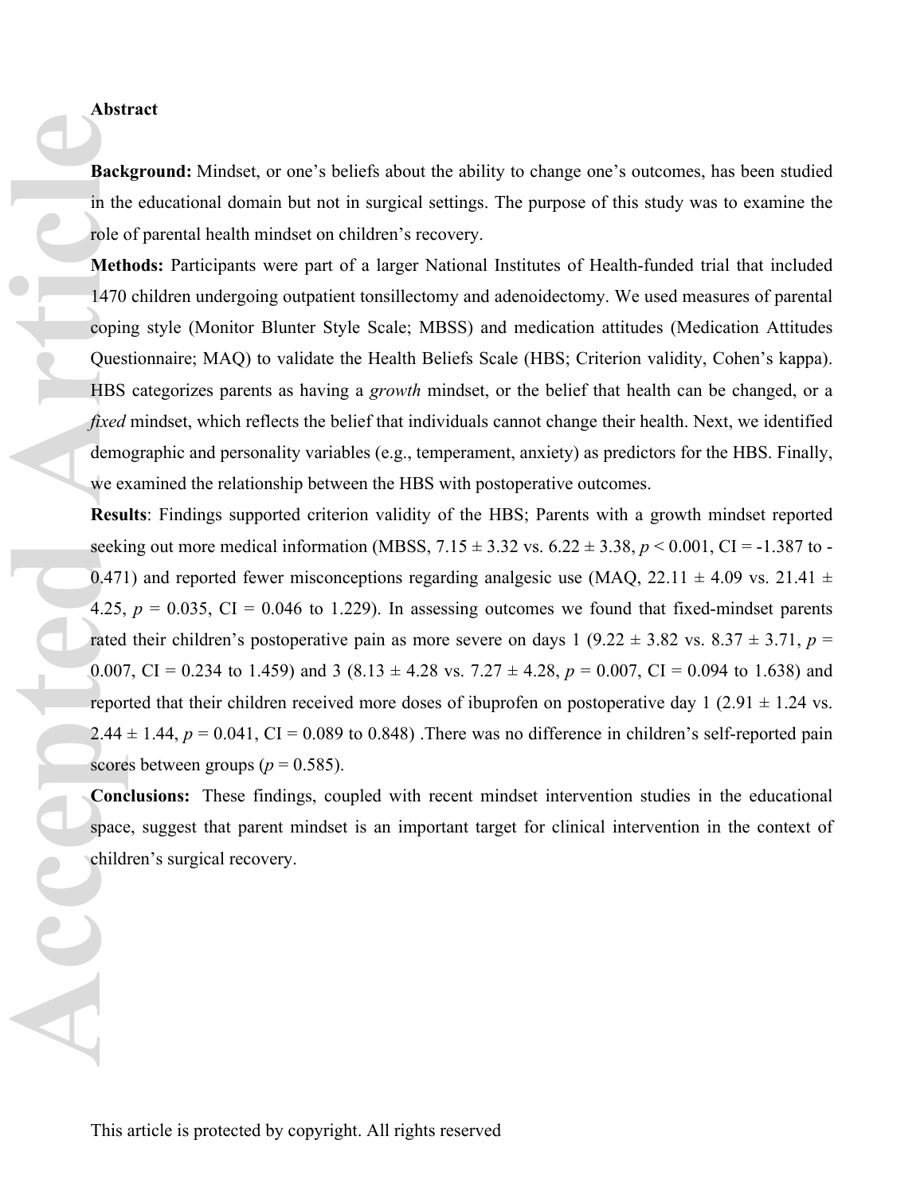## Abstract

**Background:** Mindset, or one's beliefs about the ability to change one's outcomes, has been studied in the educational domain but not in surgical settings. The purpose of this study was to examine the role of parental health mindset on children's recovery.

**Methods:** Participants were part of a larger National Institutes of Health-funded trial that included 1470 children undergoing outpatient tonsillectomy and adenoidectomy. We used measures of parental coping style (Monitor Blunter Style Scale; MBSS) and medication attitudes (Medication Attitudes Questionnaire; MAQ) to validate the Health Beliefs Scale (HBS; Criterion validity, Cohen's kappa). HBS categorizes parents as having a *growth* mindset, or the belief that health can be changed, or a *fixed* mindset, which reflects the belief that individuals cannot change their health. Next, we identified demographic and personality variables (e.g., temperament, anxiety) as predictors for the HBS. Finally, we examined the relationship between the HBS with postoperative outcomes.

**Results**: Findings supported criterion validity of the HBS; Parents with a growth mindset reported seeking out more medical information (MBSS, $7.15 \pm 3.32$ vs. $6.22 \pm 3.38$, $p < 0.001$, CI = -1.387 to -0.471) and reported fewer misconceptions regarding analgesic use (MAQ, $22.11 \pm 4.09$ vs. $21.41 \pm 4.25$, $p = 0.035$, CI = 0.046 to 1.229). In assessing outcomes we found that fixed-mindset parents rated their children's postoperative pain as more severe on days 1 ($9.22 \pm 3.82$ vs. $8.37 \pm 3.71$, $p = 0.007$, CI = 0.234 to 1.459) and 3 ($8.13 \pm 4.28$ vs. $7.27 \pm 4.28$, $p = 0.007$, CI = 0.094 to 1.638) and reported that their children received more doses of ibuprofen on postoperative day 1 ($2.91 \pm 1.24$ vs. $2.44 \pm 1.44$, $p = 0.041$, CI = 0.089 to 0.848) .There was no difference in children's self-reported pain scores between groups ($p = 0.585$).

**Conclusions:** These findings, coupled with recent mindset intervention studies in the educational space, suggest that parent mindset is an important target for clinical intervention in the context of children's surgical recovery.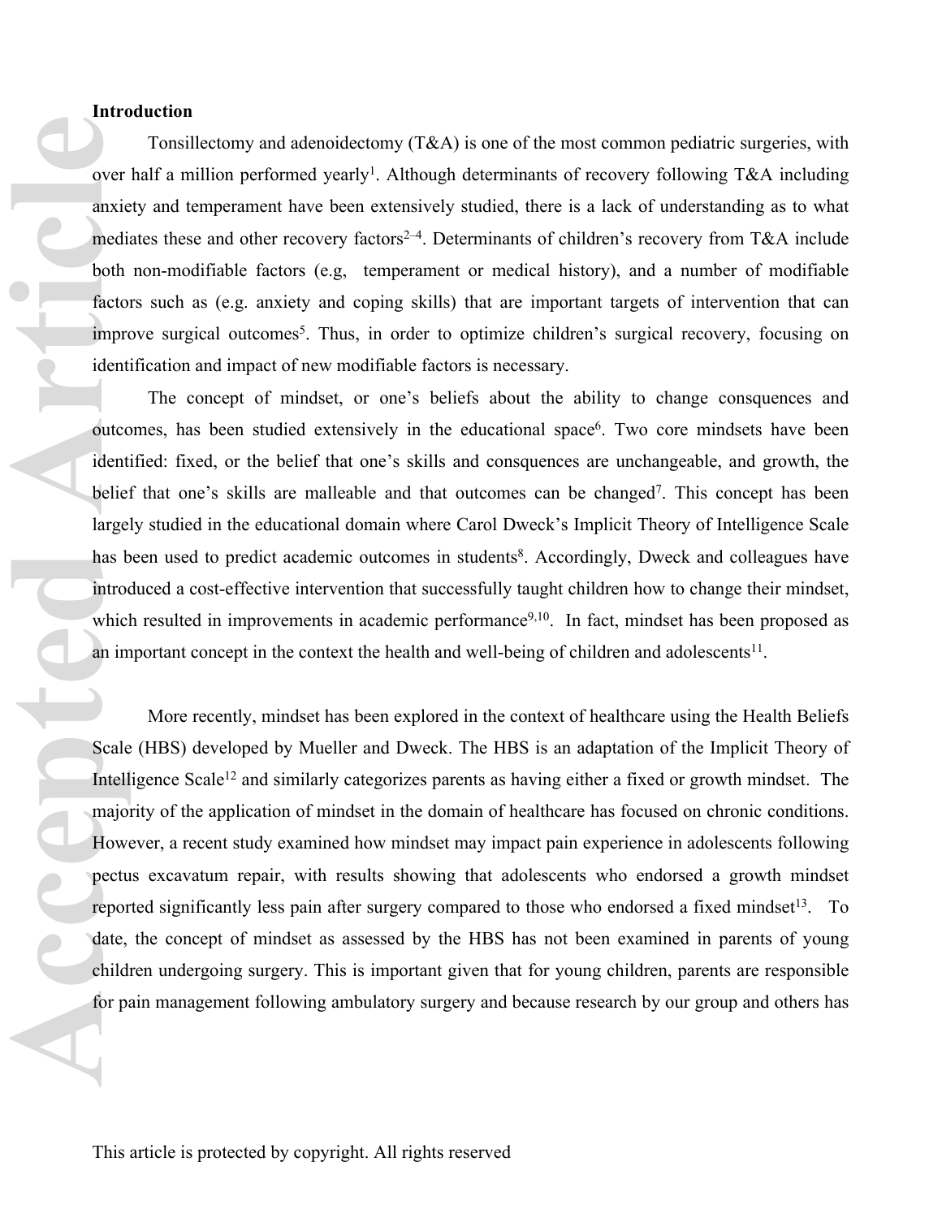## Introduction

Tonsillectomy and adenoidectomy (T&A) is one of the most common pediatric surgeries, with over half a million performed yearly[1]. Although determinants of recovery following T&A including anxiety and temperament have been extensively studied, there is a lack of understanding as to what mediates these and other recovery factors[2–4]. Determinants of children's recovery from T&A include both non-modifiable factors (e.g, temperament or medical history), and a number of modifiable factors such as (e.g. anxiety and coping skills) that are important targets of intervention that can improve surgical outcomes[5]. Thus, in order to optimize children's surgical recovery, focusing on identification and impact of new modifiable factors is necessary.

The concept of mindset, or one's beliefs about the ability to change consquences and outcomes, has been studied extensively in the educational space[6]. Two core mindsets have been identified: fixed, or the belief that one's skills and consquences are unchangeable, and growth, the belief that one's skills are malleable and that outcomes can be changed[7]. This concept has been largely studied in the educational domain where Carol Dweck's Implicit Theory of Intelligence Scale has been used to predict academic outcomes in students[8]. Accordingly, Dweck and colleagues have introduced a cost-effective intervention that successfully taught children how to change their mindset, which resulted in improvements in academic performance[9,10]. In fact, mindset has been proposed as an important concept in the context the health and well-being of children and adolescents[11].

More recently, mindset has been explored in the context of healthcare using the Health Beliefs Scale (HBS) developed by Mueller and Dweck. The HBS is an adaptation of the Implicit Theory of Intelligence Scale[12] and similarly categorizes parents as having either a fixed or growth mindset. The majority of the application of mindset in the domain of healthcare has focused on chronic conditions. However, a recent study examined how mindset may impact pain experience in adolescents following pectus excavatum repair, with results showing that adolescents who endorsed a growth mindset reported significantly less pain after surgery compared to those who endorsed a fixed mindset[13]. To date, the concept of mindset as assessed by the HBS has not been examined in parents of young children undergoing surgery. This is important given that for young children, parents are responsible for pain management following ambulatory surgery and because research by our group and others has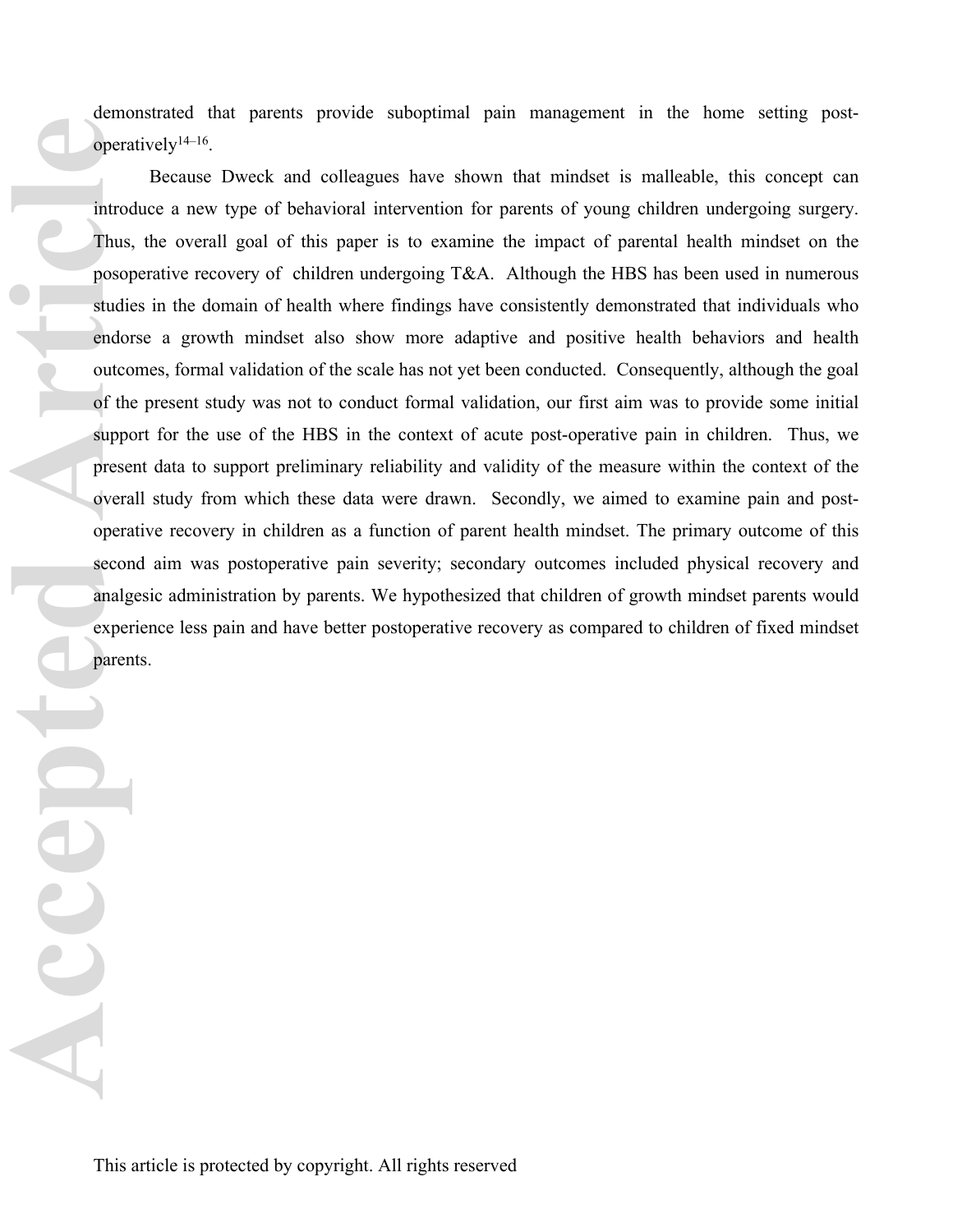demonstrated that parents provide suboptimal pain management in the home setting post-operatively[14–16].

Because Dweck and colleagues have shown that mindset is malleable, this concept can introduce a new type of behavioral intervention for parents of young children undergoing surgery. Thus, the overall goal of this paper is to examine the impact of parental health mindset on the posoperative recovery of children undergoing T&A. Although the HBS has been used in numerous studies in the domain of health where findings have consistently demonstrated that individuals who endorse a growth mindset also show more adaptive and positive health behaviors and health outcomes, formal validation of the scale has not yet been conducted. Consequently, although the goal of the present study was not to conduct formal validation, our first aim was to provide some initial support for the use of the HBS in the context of acute post-operative pain in children. Thus, we present data to support preliminary reliability and validity of the measure within the context of the overall study from which these data were drawn. Secondly, we aimed to examine pain and post-operative recovery in children as a function of parent health mindset. The primary outcome of this second aim was postoperative pain severity; secondary outcomes included physical recovery and analgesic administration by parents. We hypothesized that children of growth mindset parents would experience less pain and have better postoperative recovery as compared to children of fixed mindset parents.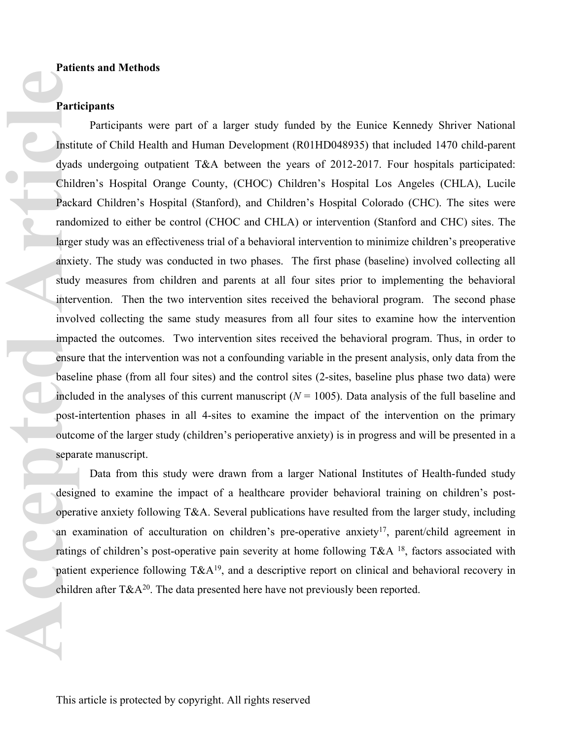## Patients and Methods

### Participants

Participants were part of a larger study funded by the Eunice Kennedy Shriver National Institute of Child Health and Human Development (R01HD048935) that included 1470 child-parent dyads undergoing outpatient T&A between the years of 2012-2017. Four hospitals participated: Children's Hospital Orange County, (CHOC) Children's Hospital Los Angeles (CHLA), Lucile Packard Children's Hospital (Stanford), and Children's Hospital Colorado (CHC). The sites were randomized to either be control (CHOC and CHLA) or intervention (Stanford and CHC) sites. The larger study was an effectiveness trial of a behavioral intervention to minimize children's preoperative anxiety. The study was conducted in two phases. The first phase (baseline) involved collecting all study measures from children and parents at all four sites prior to implementing the behavioral intervention. Then the two intervention sites received the behavioral program. The second phase involved collecting the same study measures from all four sites to examine how the intervention impacted the outcomes. Two intervention sites received the behavioral program. Thus, in order to ensure that the intervention was not a confounding variable in the present analysis, only data from the baseline phase (from all four sites) and the control sites (2-sites, baseline plus phase two data) were included in the analyses of this current manuscript ($N$ = 1005). Data analysis of the full baseline and post-intertention phases in all 4-sites to examine the impact of the intervention on the primary outcome of the larger study (children's perioperative anxiety) is in progress and will be presented in a separate manuscript.

Data from this study were drawn from a larger National Institutes of Health-funded study designed to examine the impact of a healthcare provider behavioral training on children's post-operative anxiety following T&A. Several publications have resulted from the larger study, including an examination of acculturation on children's pre-operative anxiety[17], parent/child agreement in ratings of children's post-operative pain severity at home following T&A [18], factors associated with patient experience following T&A[19], and a descriptive report on clinical and behavioral recovery in children after T&A[20]. The data presented here have not previously been reported.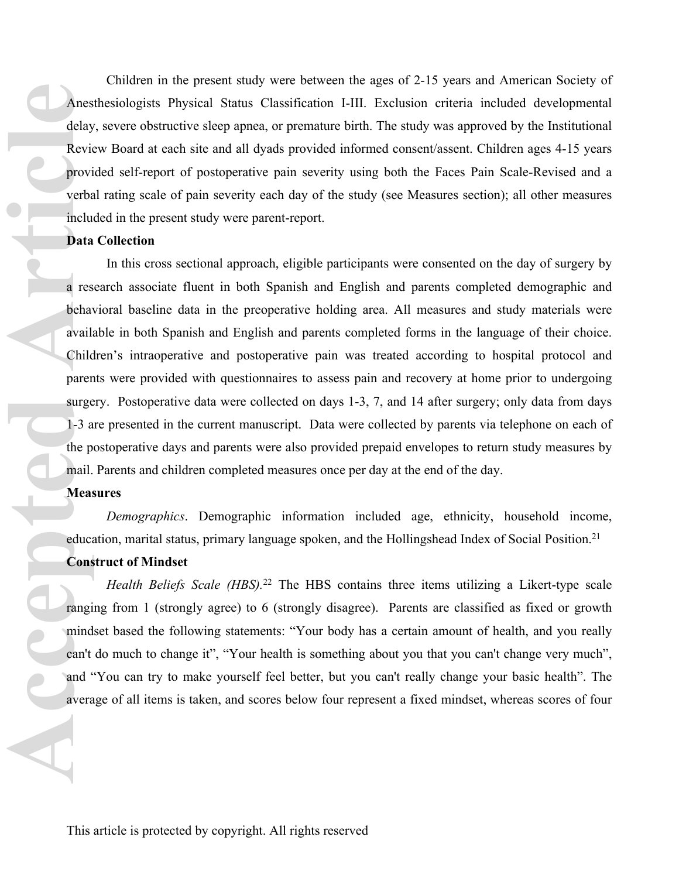Children in the present study were between the ages of 2-15 years and American Society of Anesthesiologists Physical Status Classification I-III. Exclusion criteria included developmental delay, severe obstructive sleep apnea, or premature birth. The study was approved by the Institutional Review Board at each site and all dyads provided informed consent/assent. Children ages 4-15 years provided self-report of postoperative pain severity using both the Faces Pain Scale-Revised and a verbal rating scale of pain severity each day of the study (see Measures section); all other measures included in the present study were parent-report.

**Data Collection**

In this cross sectional approach, eligible participants were consented on the day of surgery by a research associate fluent in both Spanish and English and parents completed demographic and behavioral baseline data in the preoperative holding area. All measures and study materials were available in both Spanish and English and parents completed forms in the language of their choice. Children's intraoperative and postoperative pain was treated according to hospital protocol and parents were provided with questionnaires to assess pain and recovery at home prior to undergoing surgery. Postoperative data were collected on days 1-3, 7, and 14 after surgery; only data from days 1-3 are presented in the current manuscript. Data were collected by parents via telephone on each of the postoperative days and parents were also provided prepaid envelopes to return study measures by mail. Parents and children completed measures once per day at the end of the day.

**Measures**

*Demographics*. Demographic information included age, ethnicity, household income, education, marital status, primary language spoken, and the Hollingshead Index of Social Position.[21]

**Construct of Mindset**

*Health Beliefs Scale (HBS).*[22] The HBS contains three items utilizing a Likert-type scale ranging from 1 (strongly agree) to 6 (strongly disagree). Parents are classified as fixed or growth mindset based the following statements: "Your body has a certain amount of health, and you really can't do much to change it", "Your health is something about you that you can't change very much", and "You can try to make yourself feel better, but you can't really change your basic health". The average of all items is taken, and scores below four represent a fixed mindset, whereas scores of four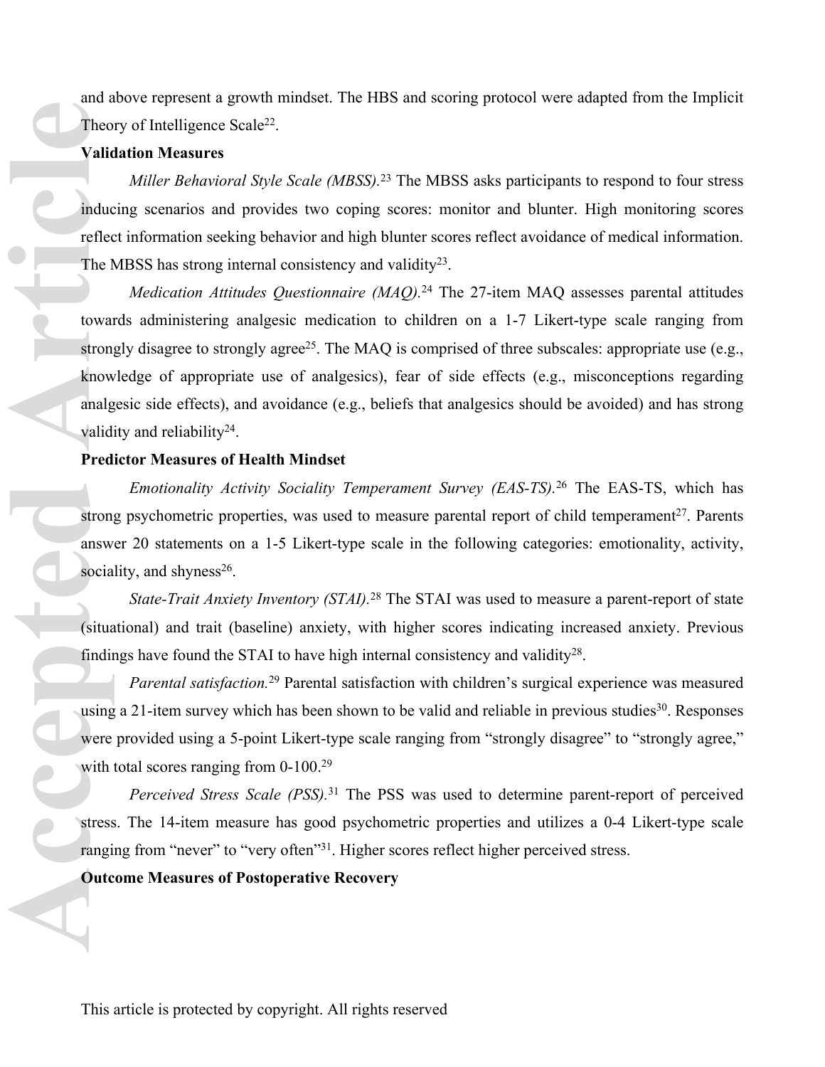and above represent a growth mindset. The HBS and scoring protocol were adapted from the Implicit Theory of Intelligence Scale[22].

**Validation Measures**

*Miller Behavioral Style Scale (MBSS).*[23] The MBSS asks participants to respond to four stress inducing scenarios and provides two coping scores: monitor and blunter. High monitoring scores reflect information seeking behavior and high blunter scores reflect avoidance of medical information. The MBSS has strong internal consistency and validity[23].

*Medication Attitudes Questionnaire (MAQ).*[24] The 27-item MAQ assesses parental attitudes towards administering analgesic medication to children on a 1-7 Likert-type scale ranging from strongly disagree to strongly agree[25]. The MAQ is comprised of three subscales: appropriate use (e.g., knowledge of appropriate use of analgesics), fear of side effects (e.g., misconceptions regarding analgesic side effects), and avoidance (e.g., beliefs that analgesics should be avoided) and has strong validity and reliability[24].

**Predictor Measures of Health Mindset**

*Emotionality Activity Sociality Temperament Survey (EAS-TS).*[26] The EAS-TS, which has strong psychometric properties, was used to measure parental report of child temperament[27]. Parents answer 20 statements on a 1-5 Likert-type scale in the following categories: emotionality, activity, sociality, and shyness[26].

*State-Trait Anxiety Inventory (STAI).*[28] The STAI was used to measure a parent-report of state (situational) and trait (baseline) anxiety, with higher scores indicating increased anxiety. Previous findings have found the STAI to have high internal consistency and validity[28].

*Parental satisfaction.*[29] Parental satisfaction with children's surgical experience was measured using a 21-item survey which has been shown to be valid and reliable in previous studies[30]. Responses were provided using a 5-point Likert-type scale ranging from "strongly disagree" to "strongly agree," with total scores ranging from 0-100.[29]

*Perceived Stress Scale (PSS).*[31] The PSS was used to determine parent-report of perceived stress. The 14-item measure has good psychometric properties and utilizes a 0-4 Likert-type scale ranging from "never" to "very often"[31]. Higher scores reflect higher perceived stress.

**Outcome Measures of Postoperative Recovery**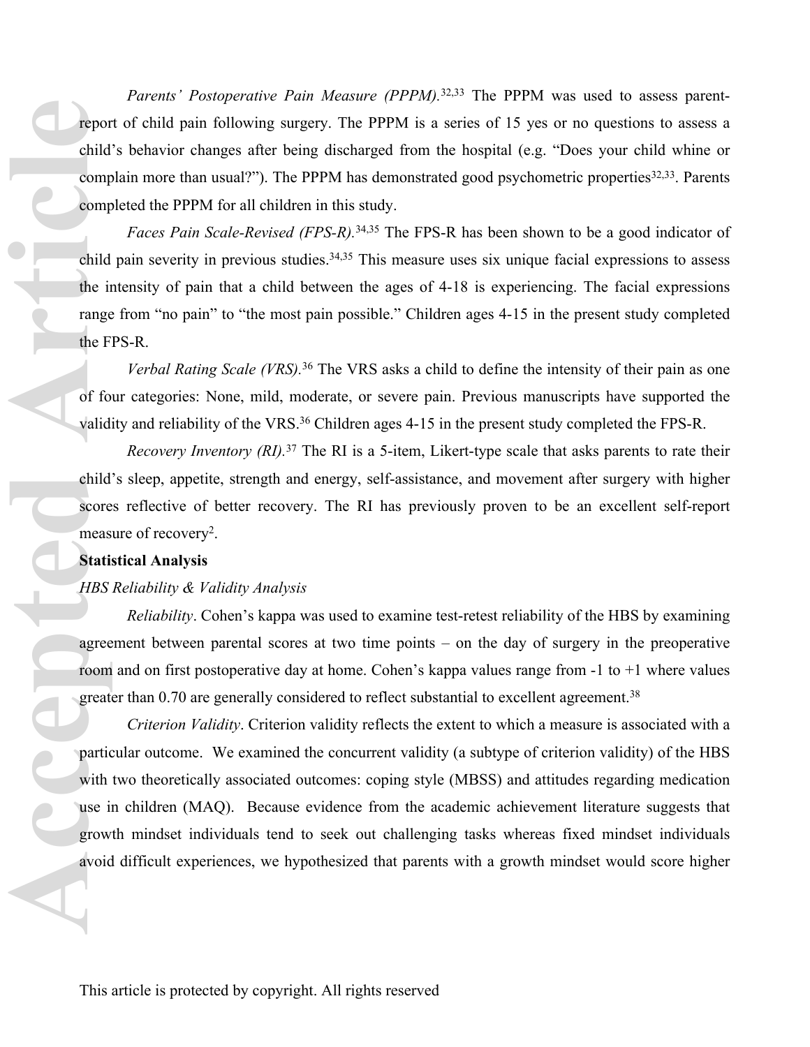*Parents' Postoperative Pain Measure (PPPM).*[32,33] The PPPM was used to assess parent-report of child pain following surgery. The PPPM is a series of 15 yes or no questions to assess a child's behavior changes after being discharged from the hospital (e.g. "Does your child whine or complain more than usual?"). The PPPM has demonstrated good psychometric properties[32,33]. Parents completed the PPPM for all children in this study.

*Faces Pain Scale-Revised (FPS-R).*[34,35] The FPS-R has been shown to be a good indicator of child pain severity in previous studies.[34,35] This measure uses six unique facial expressions to assess the intensity of pain that a child between the ages of 4-18 is experiencing. The facial expressions range from "no pain" to "the most pain possible." Children ages 4-15 in the present study completed the FPS-R.

*Verbal Rating Scale (VRS).*[36] The VRS asks a child to define the intensity of their pain as one of four categories: None, mild, moderate, or severe pain. Previous manuscripts have supported the validity and reliability of the VRS.[36] Children ages 4-15 in the present study completed the FPS-R.

*Recovery Inventory (RI).*[37] The RI is a 5-item, Likert-type scale that asks parents to rate their child's sleep, appetite, strength and energy, self-assistance, and movement after surgery with higher scores reflective of better recovery. The RI has previously proven to be an excellent self-report measure of recovery[2].

**Statistical Analysis**

*HBS Reliability & Validity Analysis*

*Reliability*. Cohen's kappa was used to examine test-retest reliability of the HBS by examining agreement between parental scores at two time points – on the day of surgery in the preoperative room and on first postoperative day at home. Cohen's kappa values range from -1 to +1 where values greater than 0.70 are generally considered to reflect substantial to excellent agreement.[38]

*Criterion Validity*. Criterion validity reflects the extent to which a measure is associated with a particular outcome. We examined the concurrent validity (a subtype of criterion validity) of the HBS with two theoretically associated outcomes: coping style (MBSS) and attitudes regarding medication use in children (MAQ). Because evidence from the academic achievement literature suggests that growth mindset individuals tend to seek out challenging tasks whereas fixed mindset individuals avoid difficult experiences, we hypothesized that parents with a growth mindset would score higher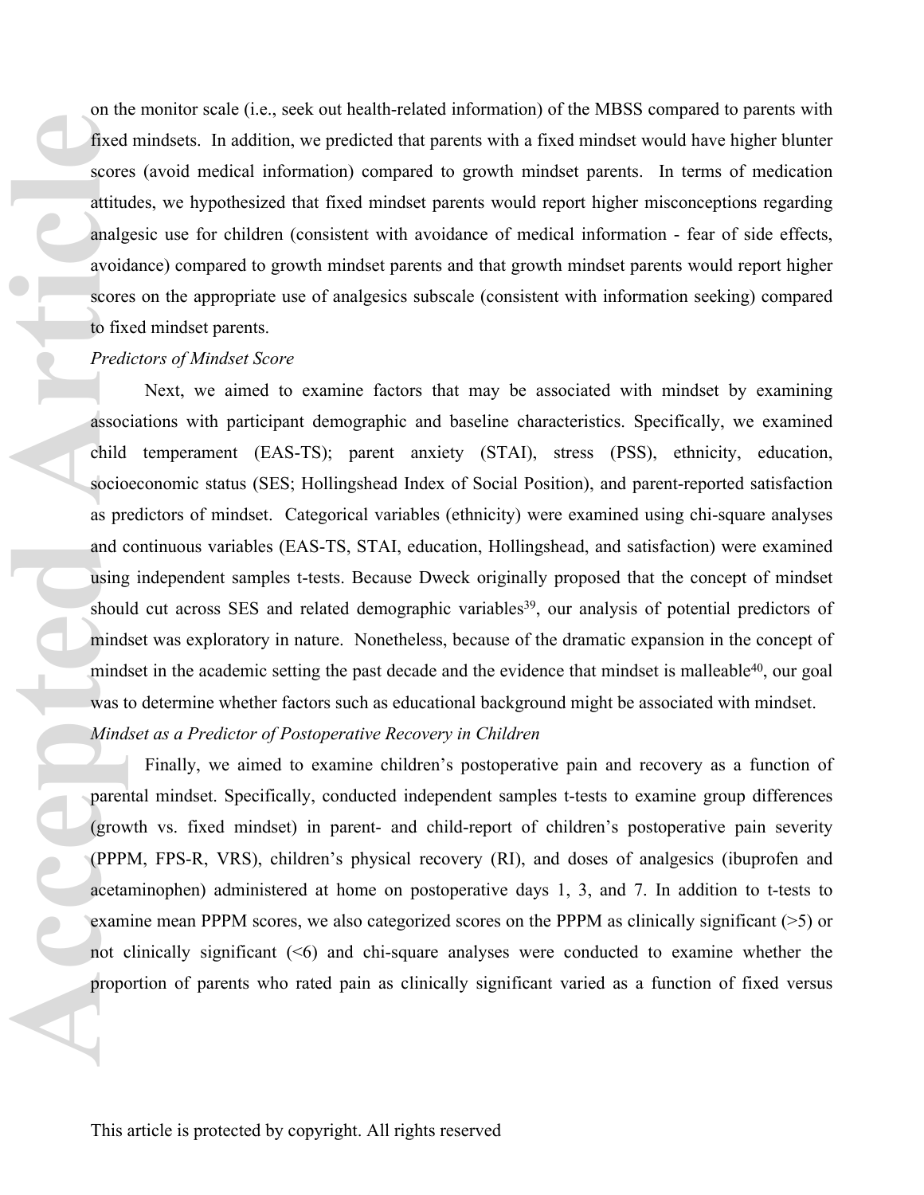on the monitor scale (i.e., seek out health-related information) of the MBSS compared to parents with fixed mindsets. In addition, we predicted that parents with a fixed mindset would have higher blunter scores (avoid medical information) compared to growth mindset parents. In terms of medication attitudes, we hypothesized that fixed mindset parents would report higher misconceptions regarding analgesic use for children (consistent with avoidance of medical information - fear of side effects, avoidance) compared to growth mindset parents and that growth mindset parents would report higher scores on the appropriate use of analgesics subscale (consistent with information seeking) compared to fixed mindset parents.

*Predictors of Mindset Score*

Next, we aimed to examine factors that may be associated with mindset by examining associations with participant demographic and baseline characteristics. Specifically, we examined child temperament (EAS-TS); parent anxiety (STAI), stress (PSS), ethnicity, education, socioeconomic status (SES; Hollingshead Index of Social Position), and parent-reported satisfaction as predictors of mindset. Categorical variables (ethnicity) were examined using chi-square analyses and continuous variables (EAS-TS, STAI, education, Hollingshead, and satisfaction) were examined using independent samples t-tests. Because Dweck originally proposed that the concept of mindset should cut across SES and related demographic variables[39], our analysis of potential predictors of mindset was exploratory in nature. Nonetheless, because of the dramatic expansion in the concept of mindset in the academic setting the past decade and the evidence that mindset is malleable[40], our goal was to determine whether factors such as educational background might be associated with mindset.

*Mindset as a Predictor of Postoperative Recovery in Children*

Finally, we aimed to examine children's postoperative pain and recovery as a function of parental mindset. Specifically, conducted independent samples t-tests to examine group differences (growth vs. fixed mindset) in parent- and child-report of children's postoperative pain severity (PPPM, FPS-R, VRS), children's physical recovery (RI), and doses of analgesics (ibuprofen and acetaminophen) administered at home on postoperative days 1, 3, and 7. In addition to t-tests to examine mean PPPM scores, we also categorized scores on the PPPM as clinically significant (>5) or not clinically significant (<6) and chi-square analyses were conducted to examine whether the proportion of parents who rated pain as clinically significant varied as a function of fixed versus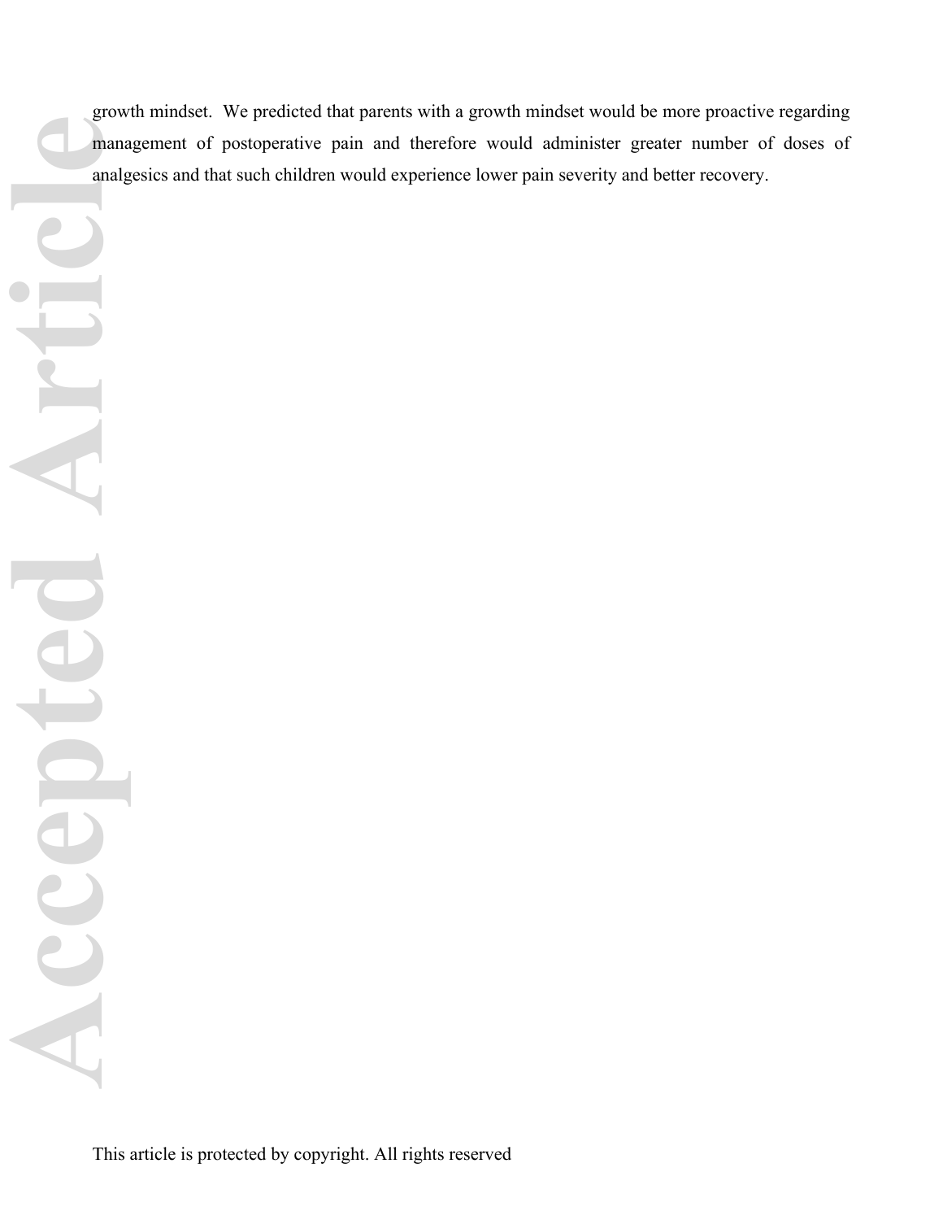growth mindset. We predicted that parents with a growth mindset would be more proactive regarding management of postoperative pain and therefore would administer greater number of doses of analgesics and that such children would experience lower pain severity and better recovery.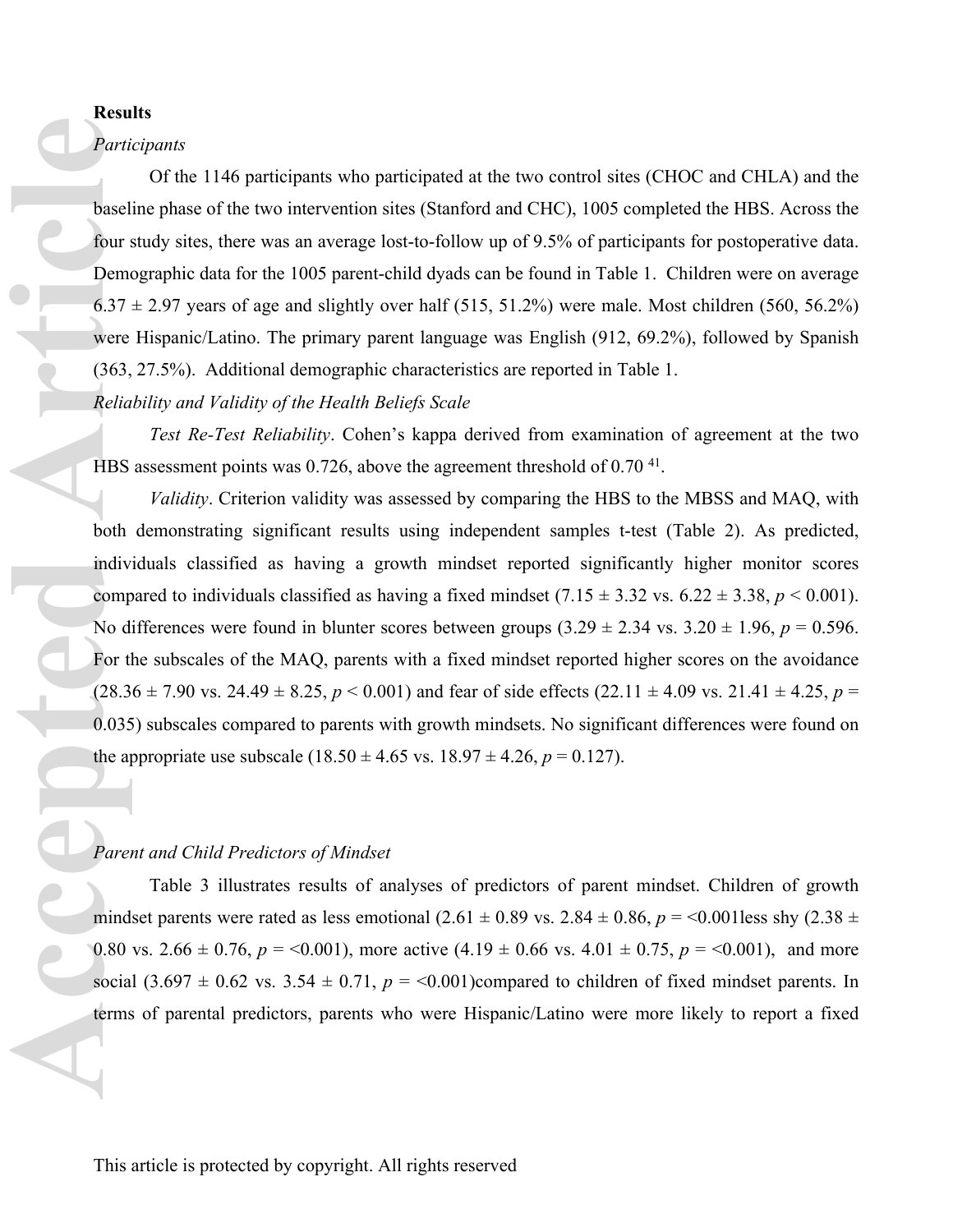**Results**

*Participants*

Of the 1146 participants who participated at the two control sites (CHOC and CHLA) and the baseline phase of the two intervention sites (Stanford and CHC), 1005 completed the HBS. Across the four study sites, there was an average lost-to-follow up of 9.5% of participants for postoperative data. Demographic data for the 1005 parent-child dyads can be found in Table 1. Children were on average 6.37 ± 2.97 years of age and slightly over half (515, 51.2%) were male. Most children (560, 56.2%) were Hispanic/Latino. The primary parent language was English (912, 69.2%), followed by Spanish (363, 27.5%). Additional demographic characteristics are reported in Table 1.

*Reliability and Validity of the Health Beliefs Scale*

*Test Re-Test Reliability*. Cohen's kappa derived from examination of agreement at the two HBS assessment points was 0.726, above the agreement threshold of 0.70 [41].

*Validity*. Criterion validity was assessed by comparing the HBS to the MBSS and MAQ, with both demonstrating significant results using independent samples t-test (Table 2). As predicted, individuals classified as having a growth mindset reported significantly higher monitor scores compared to individuals classified as having a fixed mindset (7.15 ± 3.32 vs. 6.22 ± 3.38, $p$ < 0.001). No differences were found in blunter scores between groups (3.29 ± 2.34 vs. 3.20 ± 1.96, $p$ = 0.596. For the subscales of the MAQ, parents with a fixed mindset reported higher scores on the avoidance (28.36 ± 7.90 vs. 24.49 ± 8.25, $p$ < 0.001) and fear of side effects (22.11 ± 4.09 vs. 21.41 ± 4.25, $p$ = 0.035) subscales compared to parents with growth mindsets. No significant differences were found on the appropriate use subscale (18.50 ± 4.65 vs. 18.97 ± 4.26, $p$ = 0.127).

*Parent and Child Predictors of Mindset*

Table 3 illustrates results of analyses of predictors of parent mindset. Children of growth mindset parents were rated as less emotional (2.61 ± 0.89 vs. 2.84 ± 0.86, $p$ = <0.001less shy (2.38 ± 0.80 vs. 2.66 ± 0.76, $p$ = <0.001), more active (4.19 ± 0.66 vs. 4.01 ± 0.75, $p$ = <0.001), and more social (3.697 ± 0.62 vs. 3.54 ± 0.71, $p$ = <0.001)compared to children of fixed mindset parents. In terms of parental predictors, parents who were Hispanic/Latino were more likely to report a fixed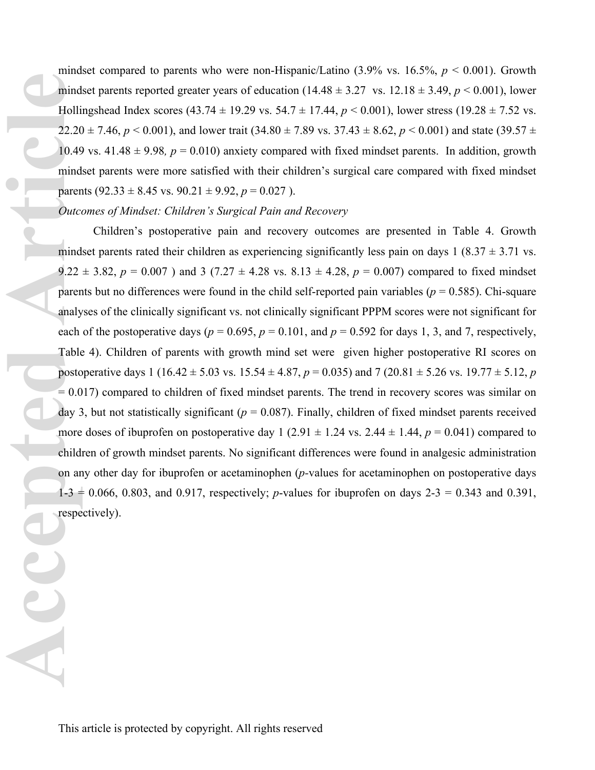mindset compared to parents who were non-Hispanic/Latino (3.9% vs. 16.5%, $p < 0.001$). Growth mindset parents reported greater years of education ($14.48 \pm 3.27$ vs. $12.18 \pm 3.49$, $p < 0.001$), lower Hollingshead Index scores ($43.74 \pm 19.29$ vs. $54.7 \pm 17.44$, $p < 0.001$), lower stress ($19.28 \pm 7.52$ vs. $22.20 \pm 7.46$, $p < 0.001$), and lower trait ($34.80 \pm 7.89$ vs. $37.43 \pm 8.62$, $p < 0.001$) and state ($39.57 \pm 10.49$ vs. $41.48 \pm 9.98$, $p = 0.010$) anxiety compared with fixed mindset parents. In addition, growth mindset parents were more satisfied with their children's surgical care compared with fixed mindset parents ($92.33 \pm 8.45$ vs. $90.21 \pm 9.92$, $p = 0.027$ ).

*Outcomes of Mindset: Children's Surgical Pain and Recovery*

Children's postoperative pain and recovery outcomes are presented in Table 4. Growth mindset parents rated their children as experiencing significantly less pain on days 1 ($8.37 \pm 3.71$ vs. $9.22 \pm 3.82$, $p = 0.007$ ) and 3 ($7.27 \pm 4.28$ vs. $8.13 \pm 4.28$, $p = 0.007$) compared to fixed mindset parents but no differences were found in the child self-reported pain variables ($p = 0.585$). Chi-square analyses of the clinically significant vs. not clinically significant PPPM scores were not significant for each of the postoperative days ($p = 0.695$, $p = 0.101$, and $p = 0.592$ for days 1, 3, and 7, respectively, Table 4). Children of parents with growth mind set were given higher postoperative RI scores on postoperative days 1 ($16.42 \pm 5.03$ vs. $15.54 \pm 4.87$, $p = 0.035$) and 7 ($20.81 \pm 5.26$ vs. $19.77 \pm 5.12$, $p = 0.017$) compared to children of fixed mindset parents. The trend in recovery scores was similar on day 3, but not statistically significant ($p = 0.087$). Finally, children of fixed mindset parents received more doses of ibuprofen on postoperative day 1 ($2.91 \pm 1.24$ vs. $2.44 \pm 1.44$, $p = 0.041$) compared to children of growth mindset parents. No significant differences were found in analgesic administration on any other day for ibuprofen or acetaminophen ($p$-values for acetaminophen on postoperative days 1-3 = 0.066, 0.803, and 0.917, respectively; $p$-values for ibuprofen on days 2-3 = 0.343 and 0.391, respectively).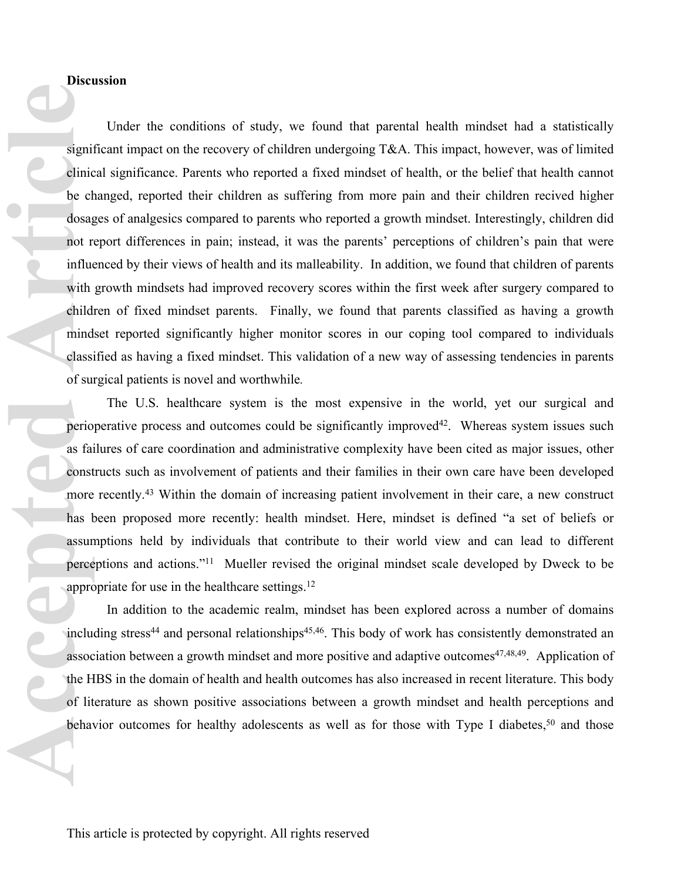**Discussion**

Under the conditions of study, we found that parental health mindset had a statistically significant impact on the recovery of children undergoing T&A. This impact, however, was of limited clinical significance. Parents who reported a fixed mindset of health, or the belief that health cannot be changed, reported their children as suffering from more pain and their children recived higher dosages of analgesics compared to parents who reported a growth mindset. Interestingly, children did not report differences in pain; instead, it was the parents' perceptions of children's pain that were influenced by their views of health and its malleability. In addition, we found that children of parents with growth mindsets had improved recovery scores within the first week after surgery compared to children of fixed mindset parents. Finally, we found that parents classified as having a growth mindset reported significantly higher monitor scores in our coping tool compared to individuals classified as having a fixed mindset. This validation of a new way of assessing tendencies in parents of surgical patients is novel and worthwhile.

The U.S. healthcare system is the most expensive in the world, yet our surgical and perioperative process and outcomes could be significantly improved[42]. Whereas system issues such as failures of care coordination and administrative complexity have been cited as major issues, other constructs such as involvement of patients and their families in their own care have been developed more recently.[43] Within the domain of increasing patient involvement in their care, a new construct has been proposed more recently: health mindset. Here, mindset is defined "a set of beliefs or assumptions held by individuals that contribute to their world view and can lead to different perceptions and actions."[11] Mueller revised the original mindset scale developed by Dweck to be appropriate for use in the healthcare settings.[12]

In addition to the academic realm, mindset has been explored across a number of domains including stress[44] and personal relationships[45,46]. This body of work has consistently demonstrated an association between a growth mindset and more positive and adaptive outcomes[47,48,49]. Application of the HBS in the domain of health and health outcomes has also increased in recent literature. This body of literature as shown positive associations between a growth mindset and health perceptions and behavior outcomes for healthy adolescents as well as for those with Type I diabetes,[50] and those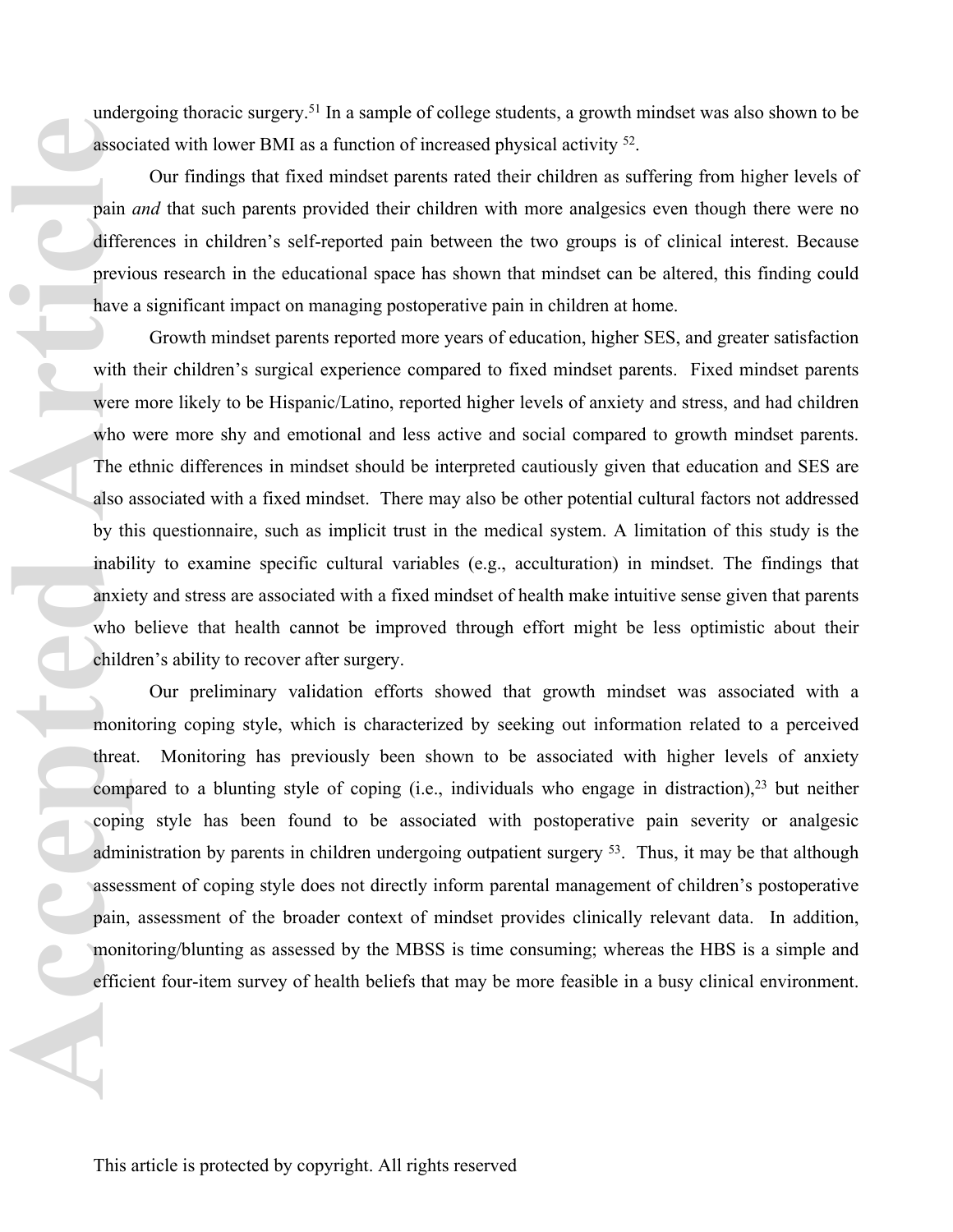undergoing thoracic surgery.[51] In a sample of college students, a growth mindset was also shown to be associated with lower BMI as a function of increased physical activity [52].

Our findings that fixed mindset parents rated their children as suffering from higher levels of pain *and* that such parents provided their children with more analgesics even though there were no differences in children's self-reported pain between the two groups is of clinical interest. Because previous research in the educational space has shown that mindset can be altered, this finding could have a significant impact on managing postoperative pain in children at home.

Growth mindset parents reported more years of education, higher SES, and greater satisfaction with their children's surgical experience compared to fixed mindset parents. Fixed mindset parents were more likely to be Hispanic/Latino, reported higher levels of anxiety and stress, and had children who were more shy and emotional and less active and social compared to growth mindset parents. The ethnic differences in mindset should be interpreted cautiously given that education and SES are also associated with a fixed mindset. There may also be other potential cultural factors not addressed by this questionnaire, such as implicit trust in the medical system. A limitation of this study is the inability to examine specific cultural variables (e.g., acculturation) in mindset. The findings that anxiety and stress are associated with a fixed mindset of health make intuitive sense given that parents who believe that health cannot be improved through effort might be less optimistic about their children's ability to recover after surgery.

Our preliminary validation efforts showed that growth mindset was associated with a monitoring coping style, which is characterized by seeking out information related to a perceived threat. Monitoring has previously been shown to be associated with higher levels of anxiety compared to a blunting style of coping (i.e., individuals who engage in distraction),[23] but neither coping style has been found to be associated with postoperative pain severity or analgesic administration by parents in children undergoing outpatient surgery [53]. Thus, it may be that although assessment of coping style does not directly inform parental management of children's postoperative pain, assessment of the broader context of mindset provides clinically relevant data. In addition, monitoring/blunting as assessed by the MBSS is time consuming; whereas the HBS is a simple and efficient four-item survey of health beliefs that may be more feasible in a busy clinical environment.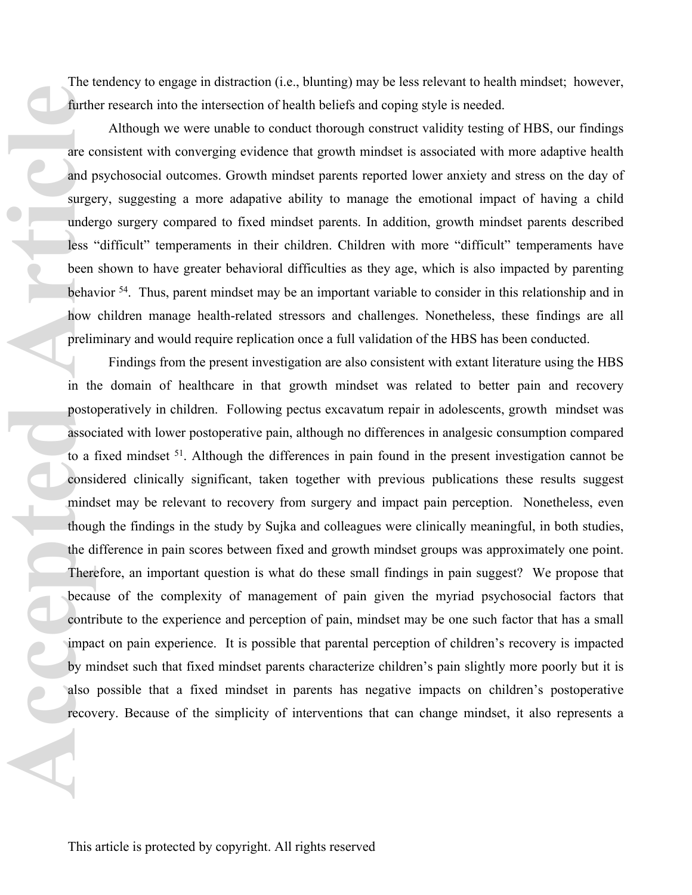The tendency to engage in distraction (i.e., blunting) may be less relevant to health mindset; however, further research into the intersection of health beliefs and coping style is needed.

Although we were unable to conduct thorough construct validity testing of HBS, our findings are consistent with converging evidence that growth mindset is associated with more adaptive health and psychosocial outcomes. Growth mindset parents reported lower anxiety and stress on the day of surgery, suggesting a more adapative ability to manage the emotional impact of having a child undergo surgery compared to fixed mindset parents. In addition, growth mindset parents described less "difficult" temperaments in their children. Children with more "difficult" temperaments have been shown to have greater behavioral difficulties as they age, which is also impacted by parenting behavior [54]. Thus, parent mindset may be an important variable to consider in this relationship and in how children manage health-related stressors and challenges. Nonetheless, these findings are all preliminary and would require replication once a full validation of the HBS has been conducted.

Findings from the present investigation are also consistent with extant literature using the HBS in the domain of healthcare in that growth mindset was related to better pain and recovery postoperatively in children. Following pectus excavatum repair in adolescents, growth mindset was associated with lower postoperative pain, although no differences in analgesic consumption compared to a fixed mindset [51]. Although the differences in pain found in the present investigation cannot be considered clinically significant, taken together with previous publications these results suggest mindset may be relevant to recovery from surgery and impact pain perception. Nonetheless, even though the findings in the study by Sujka and colleagues were clinically meaningful, in both studies, the difference in pain scores between fixed and growth mindset groups was approximately one point. Therefore, an important question is what do these small findings in pain suggest? We propose that because of the complexity of management of pain given the myriad psychosocial factors that contribute to the experience and perception of pain, mindset may be one such factor that has a small impact on pain experience. It is possible that parental perception of children's recovery is impacted by mindset such that fixed mindset parents characterize children's pain slightly more poorly but it is also possible that a fixed mindset in parents has negative impacts on children's postoperative recovery. Because of the simplicity of interventions that can change mindset, it also represents a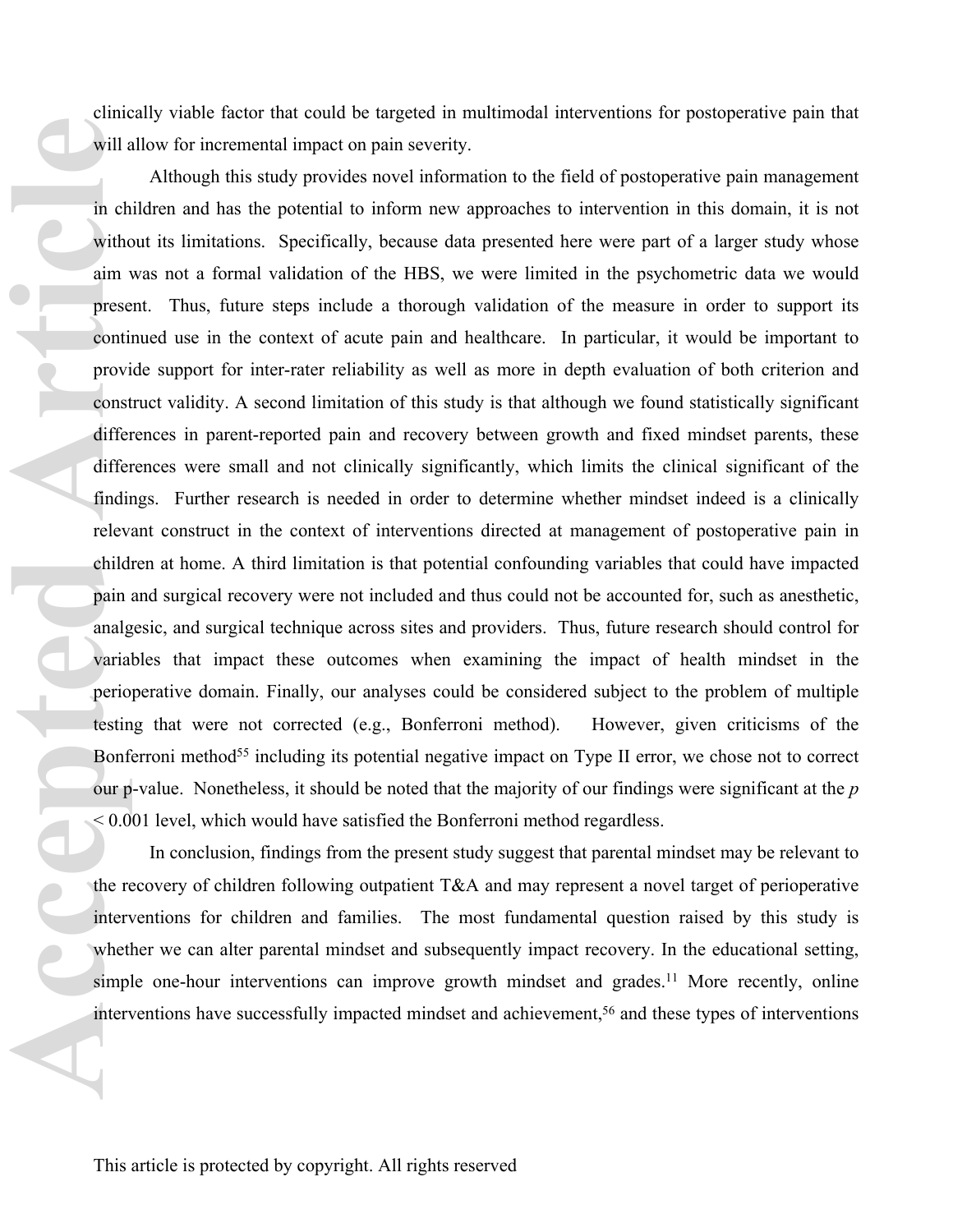clinically viable factor that could be targeted in multimodal interventions for postoperative pain that will allow for incremental impact on pain severity.

Although this study provides novel information to the field of postoperative pain management in children and has the potential to inform new approaches to intervention in this domain, it is not without its limitations. Specifically, because data presented here were part of a larger study whose aim was not a formal validation of the HBS, we were limited in the psychometric data we would present. Thus, future steps include a thorough validation of the measure in order to support its continued use in the context of acute pain and healthcare. In particular, it would be important to provide support for inter-rater reliability as well as more in depth evaluation of both criterion and construct validity. A second limitation of this study is that although we found statistically significant differences in parent-reported pain and recovery between growth and fixed mindset parents, these differences were small and not clinically significantly, which limits the clinical significant of the findings. Further research is needed in order to determine whether mindset indeed is a clinically relevant construct in the context of interventions directed at management of postoperative pain in children at home. A third limitation is that potential confounding variables that could have impacted pain and surgical recovery were not included and thus could not be accounted for, such as anesthetic, analgesic, and surgical technique across sites and providers. Thus, future research should control for variables that impact these outcomes when examining the impact of health mindset in the perioperative domain. Finally, our analyses could be considered subject to the problem of multiple testing that were not corrected (e.g., Bonferroni method). However, given criticisms of the Bonferroni method[55] including its potential negative impact on Type II error, we chose not to correct our p-value. Nonetheless, it should be noted that the majority of our findings were significant at the $p < 0.001$ level, which would have satisfied the Bonferroni method regardless.

In conclusion, findings from the present study suggest that parental mindset may be relevant to the recovery of children following outpatient T&A and may represent a novel target of perioperative interventions for children and families. The most fundamental question raised by this study is whether we can alter parental mindset and subsequently impact recovery. In the educational setting, simple one-hour interventions can improve growth mindset and grades.[11] More recently, online interventions have successfully impacted mindset and achievement,[56] and these types of interventions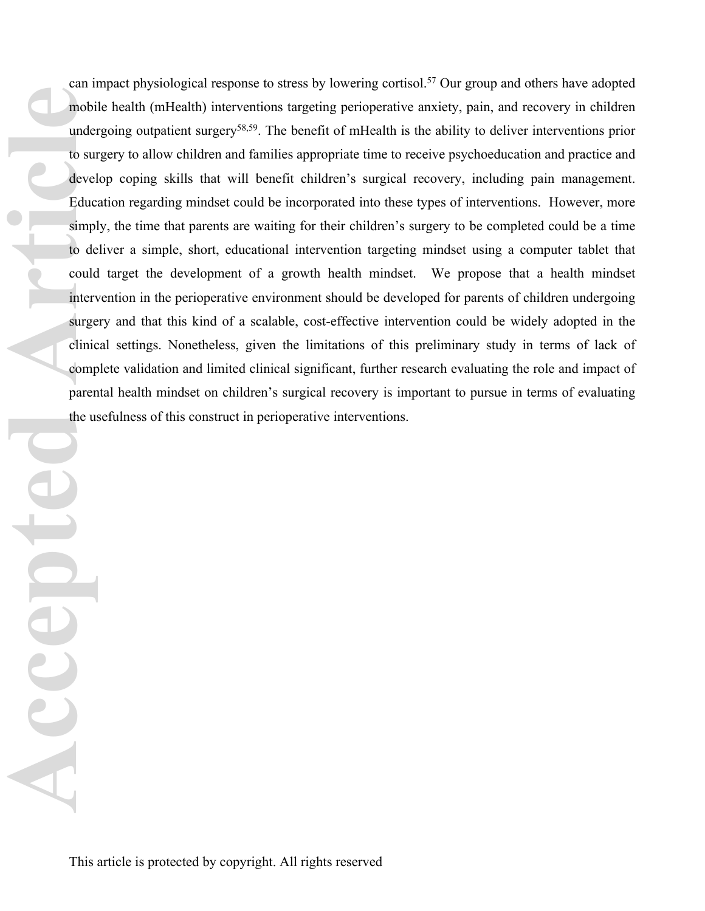can impact physiological response to stress by lowering cortisol.[57] Our group and others have adopted mobile health (mHealth) interventions targeting perioperative anxiety, pain, and recovery in children undergoing outpatient surgery[58,59]. The benefit of mHealth is the ability to deliver interventions prior to surgery to allow children and families appropriate time to receive psychoeducation and practice and develop coping skills that will benefit children's surgical recovery, including pain management. Education regarding mindset could be incorporated into these types of interventions. However, more simply, the time that parents are waiting for their children's surgery to be completed could be a time to deliver a simple, short, educational intervention targeting mindset using a computer tablet that could target the development of a growth health mindset. We propose that a health mindset intervention in the perioperative environment should be developed for parents of children undergoing surgery and that this kind of a scalable, cost-effective intervention could be widely adopted in the clinical settings. Nonetheless, given the limitations of this preliminary study in terms of lack of complete validation and limited clinical significant, further research evaluating the role and impact of parental health mindset on children's surgical recovery is important to pursue in terms of evaluating the usefulness of this construct in perioperative interventions.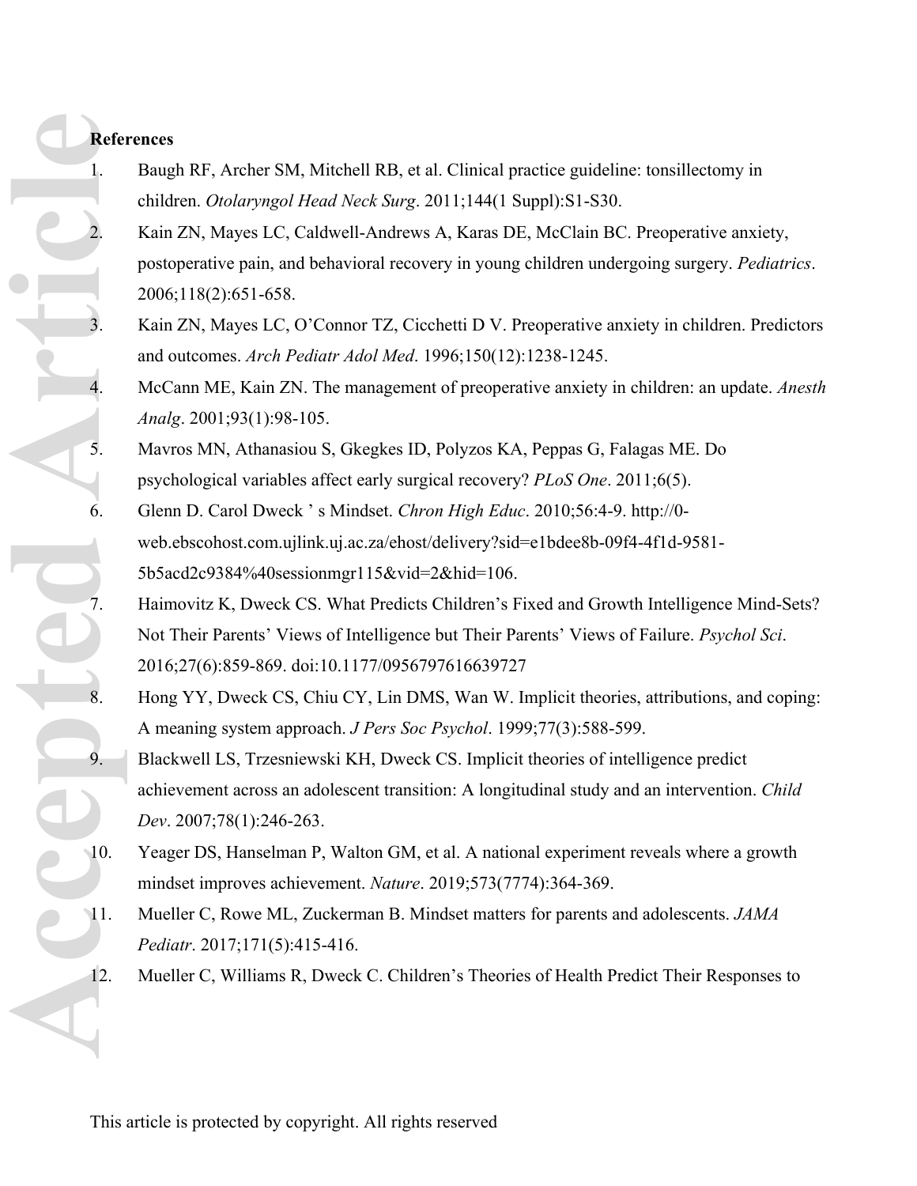**References**

1. Baugh RF, Archer SM, Mitchell RB, et al. Clinical practice guideline: tonsillectomy in children. *Otolaryngol Head Neck Surg*. 2011;144(1 Suppl):S1-S30.
2. Kain ZN, Mayes LC, Caldwell-Andrews A, Karas DE, McClain BC. Preoperative anxiety, postoperative pain, and behavioral recovery in young children undergoing surgery. *Pediatrics*. 2006;118(2):651-658.
3. Kain ZN, Mayes LC, O'Connor TZ, Cicchetti D V. Preoperative anxiety in children. Predictors and outcomes. *Arch Pediatr Adol Med*. 1996;150(12):1238-1245.
4. McCann ME, Kain ZN. The management of preoperative anxiety in children: an update. *Anesth Analg*. 2001;93(1):98-105.
5. Mavros MN, Athanasiou S, Gkegkes ID, Polyzos KA, Peppas G, Falagas ME. Do psychological variables affect early surgical recovery? *PLoS One*. 2011;6(5).
6. Glenn D. Carol Dweck ' s Mindset. *Chron High Educ*. 2010;56:4-9. http://0-web.ebscohost.com.ujlink.uj.ac.za/ehost/delivery?sid=e1bdee8b-09f4-4f1d-9581-5b5acd2c9384%40sessionmgr115&vid=2&hid=106.
7. Haimovitz K, Dweck CS. What Predicts Children's Fixed and Growth Intelligence Mind-Sets? Not Their Parents' Views of Intelligence but Their Parents' Views of Failure. *Psychol Sci*. 2016;27(6):859-869. doi:10.1177/0956797616639727
8. Hong YY, Dweck CS, Chiu CY, Lin DMS, Wan W. Implicit theories, attributions, and coping: A meaning system approach. *J Pers Soc Psychol*. 1999;77(3):588-599.
9. Blackwell LS, Trzesniewski KH, Dweck CS. Implicit theories of intelligence predict achievement across an adolescent transition: A longitudinal study and an intervention. *Child Dev*. 2007;78(1):246-263.
10. Yeager DS, Hanselman P, Walton GM, et al. A national experiment reveals where a growth mindset improves achievement. *Nature*. 2019;573(7774):364-369.
11. Mueller C, Rowe ML, Zuckerman B. Mindset matters for parents and adolescents. *JAMA Pediatr*. 2017;171(5):415-416.
12. Mueller C, Williams R, Dweck C. Children's Theories of Health Predict Their Responses to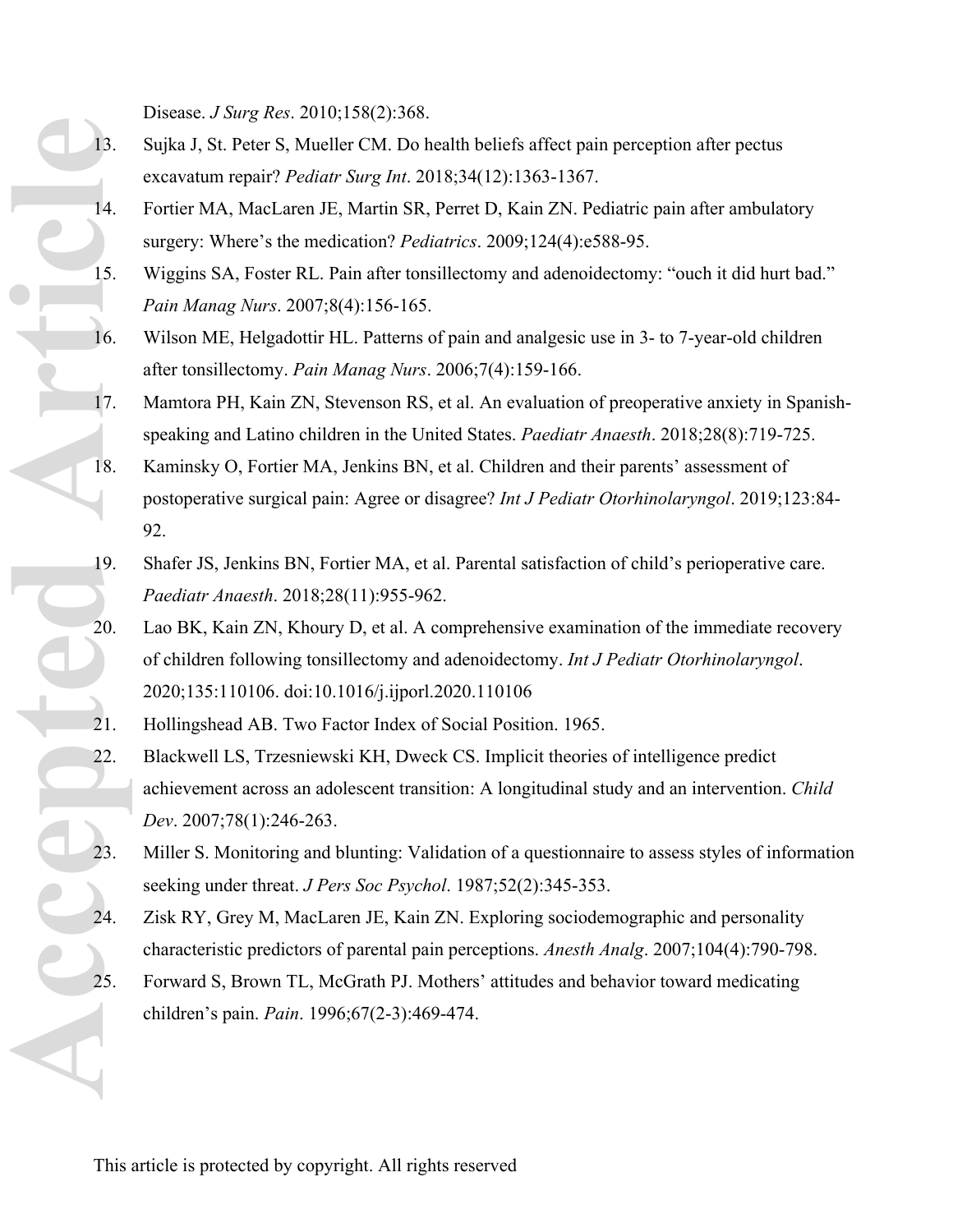Disease. *J Surg Res*. 2010;158(2):368.

13. Sujka J, St. Peter S, Mueller CM. Do health beliefs affect pain perception after pectus excavatum repair? *Pediatr Surg Int*. 2018;34(12):1363-1367.
14. Fortier MA, MacLaren JE, Martin SR, Perret D, Kain ZN. Pediatric pain after ambulatory surgery: Where's the medication? *Pediatrics*. 2009;124(4):e588-95.
15. Wiggins SA, Foster RL. Pain after tonsillectomy and adenoidectomy: "ouch it did hurt bad." *Pain Manag Nurs*. 2007;8(4):156-165.
16. Wilson ME, Helgadottir HL. Patterns of pain and analgesic use in 3- to 7-year-old children after tonsillectomy. *Pain Manag Nurs*. 2006;7(4):159-166.
17. Mamtora PH, Kain ZN, Stevenson RS, et al. An evaluation of preoperative anxiety in Spanish-speaking and Latino children in the United States. *Paediatr Anaesth*. 2018;28(8):719-725.
18. Kaminsky O, Fortier MA, Jenkins BN, et al. Children and their parents' assessment of postoperative surgical pain: Agree or disagree? *Int J Pediatr Otorhinolaryngol*. 2019;123:84-92.
19. Shafer JS, Jenkins BN, Fortier MA, et al. Parental satisfaction of child's perioperative care. *Paediatr Anaesth*. 2018;28(11):955-962.
20. Lao BK, Kain ZN, Khoury D, et al. A comprehensive examination of the immediate recovery of children following tonsillectomy and adenoidectomy. *Int J Pediatr Otorhinolaryngol*. 2020;135:110106. doi:10.1016/j.ijporl.2020.110106
21. Hollingshead AB. Two Factor Index of Social Position. 1965.
22. Blackwell LS, Trzesniewski KH, Dweck CS. Implicit theories of intelligence predict achievement across an adolescent transition: A longitudinal study and an intervention. *Child Dev*. 2007;78(1):246-263.
23. Miller S. Monitoring and blunting: Validation of a questionnaire to assess styles of information seeking under threat. *J Pers Soc Psychol*. 1987;52(2):345-353.
24. Zisk RY, Grey M, MacLaren JE, Kain ZN. Exploring sociodemographic and personality characteristic predictors of parental pain perceptions. *Anesth Analg*. 2007;104(4):790-798.
25. Forward S, Brown TL, McGrath PJ. Mothers' attitudes and behavior toward medicating children's pain. *Pain*. 1996;67(2-3):469-474.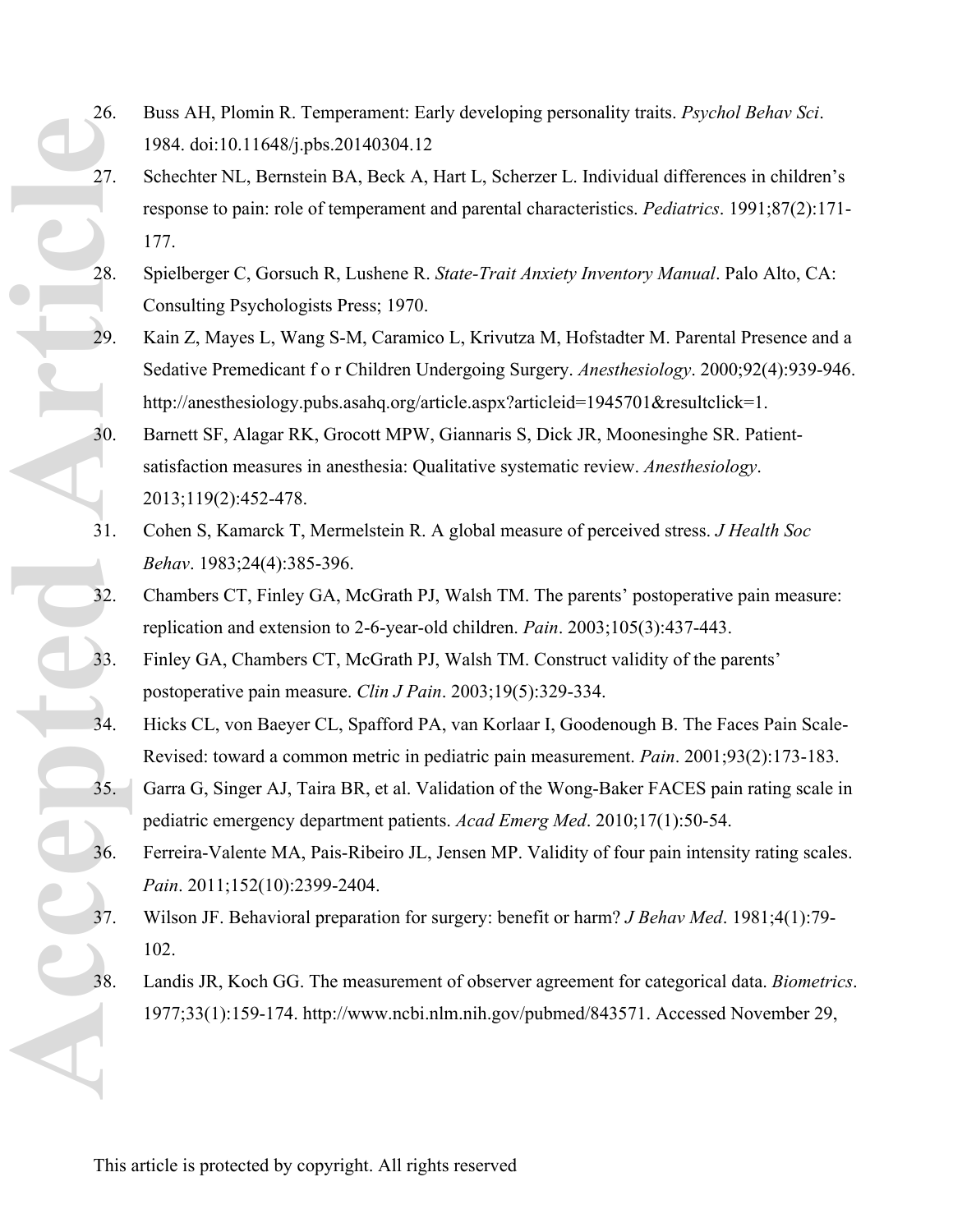26. Buss AH, Plomin R. Temperament: Early developing personality traits. *Psychol Behav Sci*. 1984. doi:10.11648/j.pbs.20140304.12
27. Schechter NL, Bernstein BA, Beck A, Hart L, Scherzer L. Individual differences in children's response to pain: role of temperament and parental characteristics. *Pediatrics*. 1991;87(2):171-177.
28. Spielberger C, Gorsuch R, Lushene R. *State-Trait Anxiety Inventory Manual*. Palo Alto, CA: Consulting Psychologists Press; 1970.
29. Kain Z, Mayes L, Wang S-M, Caramico L, Krivutza M, Hofstadter M. Parental Presence and a Sedative Premedicant f o r Children Undergoing Surgery. *Anesthesiology*. 2000;92(4):939-946. http://anesthesiology.pubs.asahq.org/article.aspx?articleid=1945701&resultclick=1.
30. Barnett SF, Alagar RK, Grocott MPW, Giannaris S, Dick JR, Moonesinghe SR. Patient-satisfaction measures in anesthesia: Qualitative systematic review. *Anesthesiology*. 2013;119(2):452-478.
31. Cohen S, Kamarck T, Mermelstein R. A global measure of perceived stress. *J Health Soc Behav*. 1983;24(4):385-396.
32. Chambers CT, Finley GA, McGrath PJ, Walsh TM. The parents' postoperative pain measure: replication and extension to 2-6-year-old children. *Pain*. 2003;105(3):437-443.
33. Finley GA, Chambers CT, McGrath PJ, Walsh TM. Construct validity of the parents' postoperative pain measure. *Clin J Pain*. 2003;19(5):329-334.
34. Hicks CL, von Baeyer CL, Spafford PA, van Korlaar I, Goodenough B. The Faces Pain Scale-Revised: toward a common metric in pediatric pain measurement. *Pain*. 2001;93(2):173-183.
35. Garra G, Singer AJ, Taira BR, et al. Validation of the Wong-Baker FACES pain rating scale in pediatric emergency department patients. *Acad Emerg Med*. 2010;17(1):50-54.
36. Ferreira-Valente MA, Pais-Ribeiro JL, Jensen MP. Validity of four pain intensity rating scales. *Pain*. 2011;152(10):2399-2404.
37. Wilson JF. Behavioral preparation for surgery: benefit or harm? *J Behav Med*. 1981;4(1):79-102.
38. Landis JR, Koch GG. The measurement of observer agreement for categorical data. *Biometrics*. 1977;33(1):159-174. http://www.ncbi.nlm.nih.gov/pubmed/843571. Accessed November 29,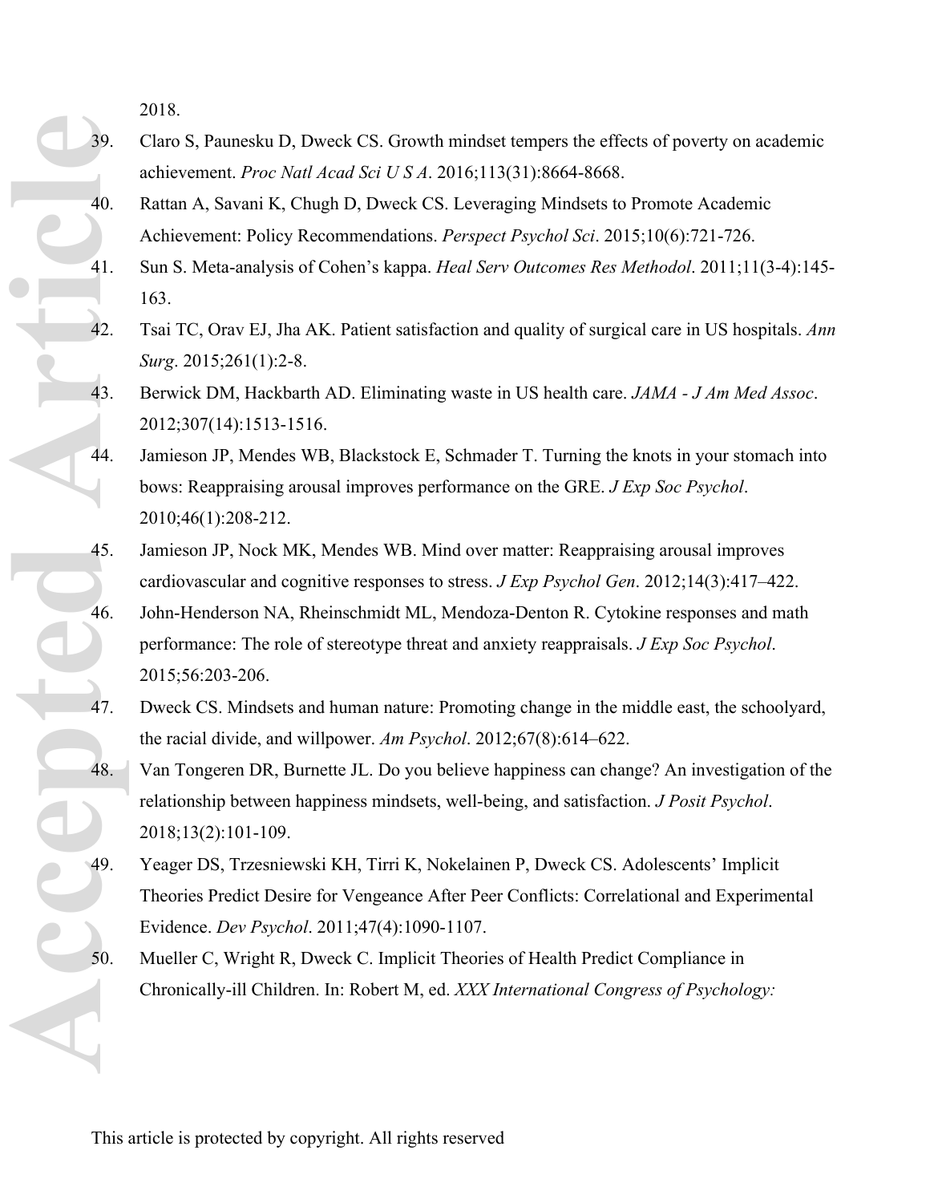2018.

39. Claro S, Paunesku D, Dweck CS. Growth mindset tempers the effects of poverty on academic achievement. *Proc Natl Acad Sci U S A*. 2016;113(31):8664-8668.
40. Rattan A, Savani K, Chugh D, Dweck CS. Leveraging Mindsets to Promote Academic Achievement: Policy Recommendations. *Perspect Psychol Sci*. 2015;10(6):721-726.
41. Sun S. Meta-analysis of Cohen's kappa. *Heal Serv Outcomes Res Methodol*. 2011;11(3-4):145-163.
42. Tsai TC, Orav EJ, Jha AK. Patient satisfaction and quality of surgical care in US hospitals. *Ann Surg*. 2015;261(1):2-8.
43. Berwick DM, Hackbarth AD. Eliminating waste in US health care. *JAMA - J Am Med Assoc*. 2012;307(14):1513-1516.
44. Jamieson JP, Mendes WB, Blackstock E, Schmader T. Turning the knots in your stomach into bows: Reappraising arousal improves performance on the GRE. *J Exp Soc Psychol*. 2010;46(1):208-212.
45. Jamieson JP, Nock MK, Mendes WB. Mind over matter: Reappraising arousal improves cardiovascular and cognitive responses to stress. *J Exp Psychol Gen*. 2012;14(3):417–422.
46. John-Henderson NA, Rheinschmidt ML, Mendoza-Denton R. Cytokine responses and math performance: The role of stereotype threat and anxiety reappraisals. *J Exp Soc Psychol*. 2015;56:203-206.
47. Dweck CS. Mindsets and human nature: Promoting change in the middle east, the schoolyard, the racial divide, and willpower. *Am Psychol*. 2012;67(8):614–622.
48. Van Tongeren DR, Burnette JL. Do you believe happiness can change? An investigation of the relationship between happiness mindsets, well-being, and satisfaction. *J Posit Psychol*. 2018;13(2):101-109.
49. Yeager DS, Trzesniewski KH, Tirri K, Nokelainen P, Dweck CS. Adolescents' Implicit Theories Predict Desire for Vengeance After Peer Conflicts: Correlational and Experimental Evidence. *Dev Psychol*. 2011;47(4):1090-1107.
50. Mueller C, Wright R, Dweck C. Implicit Theories of Health Predict Compliance in Chronically-ill Children. In: Robert M, ed. *XXX International Congress of Psychology:*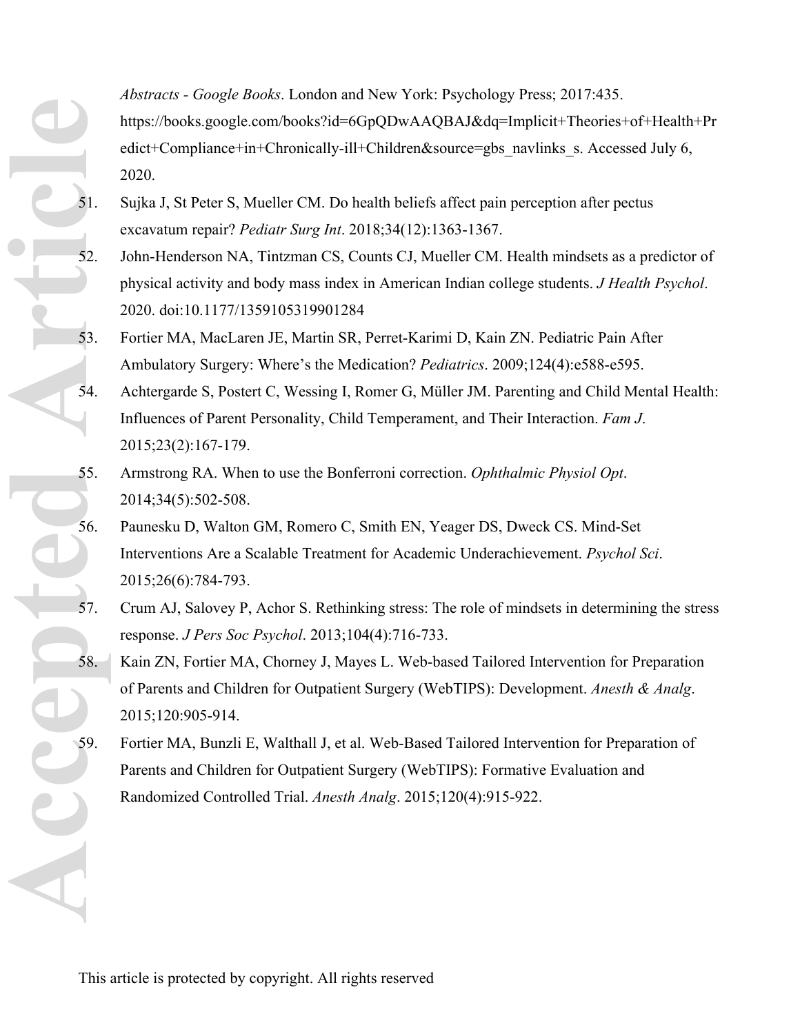*Abstracts - Google Books*. London and New York: Psychology Press; 2017:435. https://books.google.com/books?id=6GpQDwAAQBAJ&dq=Implicit+Theories+of+Health+Predict+Compliance+in+Chronically-ill+Children&source=gbs_navlinks_s. Accessed July 6, 2020.

51. Sujka J, St Peter S, Mueller CM. Do health beliefs affect pain perception after pectus excavatum repair? *Pediatr Surg Int*. 2018;34(12):1363-1367.
52. John-Henderson NA, Tintzman CS, Counts CJ, Mueller CM. Health mindsets as a predictor of physical activity and body mass index in American Indian college students. *J Health Psychol*. 2020. doi:10.1177/1359105319901284
53. Fortier MA, MacLaren JE, Martin SR, Perret-Karimi D, Kain ZN. Pediatric Pain After Ambulatory Surgery: Where's the Medication? *Pediatrics*. 2009;124(4):e588-e595.
54. Achtergarde S, Postert C, Wessing I, Romer G, Müller JM. Parenting and Child Mental Health: Influences of Parent Personality, Child Temperament, and Their Interaction. *Fam J*. 2015;23(2):167-179.
55. Armstrong RA. When to use the Bonferroni correction. *Ophthalmic Physiol Opt*. 2014;34(5):502-508.
56. Paunesku D, Walton GM, Romero C, Smith EN, Yeager DS, Dweck CS. Mind-Set Interventions Are a Scalable Treatment for Academic Underachievement. *Psychol Sci*. 2015;26(6):784-793.
57. Crum AJ, Salovey P, Achor S. Rethinking stress: The role of mindsets in determining the stress response. *J Pers Soc Psychol*. 2013;104(4):716-733.
58. Kain ZN, Fortier MA, Chorney J, Mayes L. Web-based Tailored Intervention for Preparation of Parents and Children for Outpatient Surgery (WebTIPS): Development. *Anesth & Analg*. 2015;120:905-914.
59. Fortier MA, Bunzli E, Walthall J, et al. Web-Based Tailored Intervention for Preparation of Parents and Children for Outpatient Surgery (WebTIPS): Formative Evaluation and Randomized Controlled Trial. *Anesth Analg*. 2015;120(4):915-922.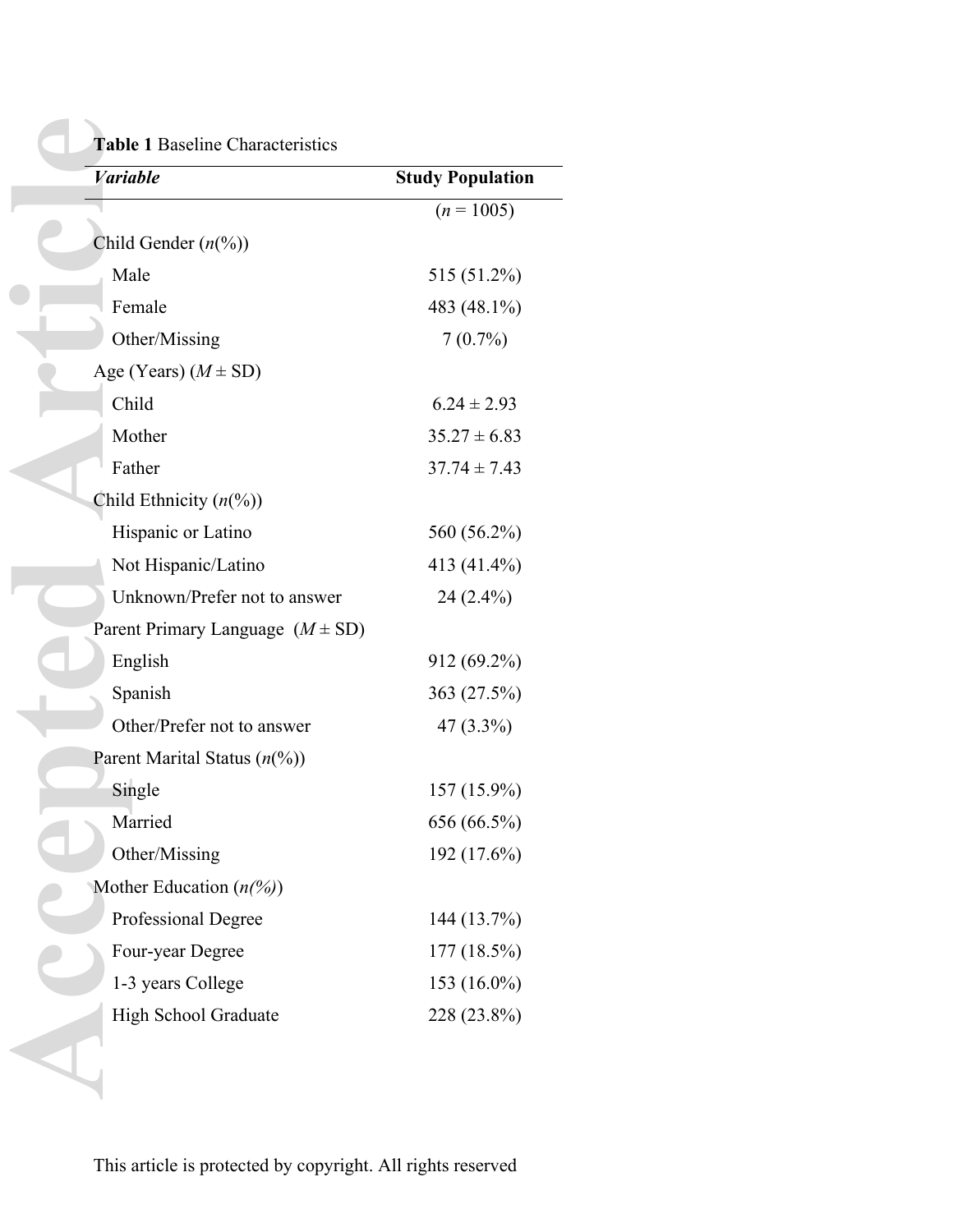**Table 1** Baseline Characteristics

| *Variable* | **Study Population** |
|---|---|
| | ($n$ = 1005) |
| Child Gender ($n$(%)) | |
| Male | 515 (51.2%) |
| Female | 483 (48.1%) |
| Other/Missing | 7 (0.7%) |
| Age (Years) ($M$ ± SD) | |
| Child | 6.24 ± 2.93 |
| Mother | 35.27 ± 6.83 |
| Father | 37.74 ± 7.43 |
| Child Ethnicity ($n$(%)) | |
| Hispanic or Latino | 560 (56.2%) |
| Not Hispanic/Latino | 413 (41.4%) |
| Unknown/Prefer not to answer | 24 (2.4%) |
| Parent Primary Language ($M$ ± SD) | |
| English | 912 (69.2%) |
| Spanish | 363 (27.5%) |
| Other/Prefer not to answer | 47 (3.3%) |
| Parent Marital Status ($n$(%)) | |
| Single | 157 (15.9%) |
| Married | 656 (66.5%) |
| Other/Missing | 192 (17.6%) |
| Mother Education (*n(%)*) | |
| Professional Degree | 144 (13.7%) |
| Four-year Degree | 177 (18.5%) |
| 1-3 years College | 153 (16.0%) |
| High School Graduate | 228 (23.8%) |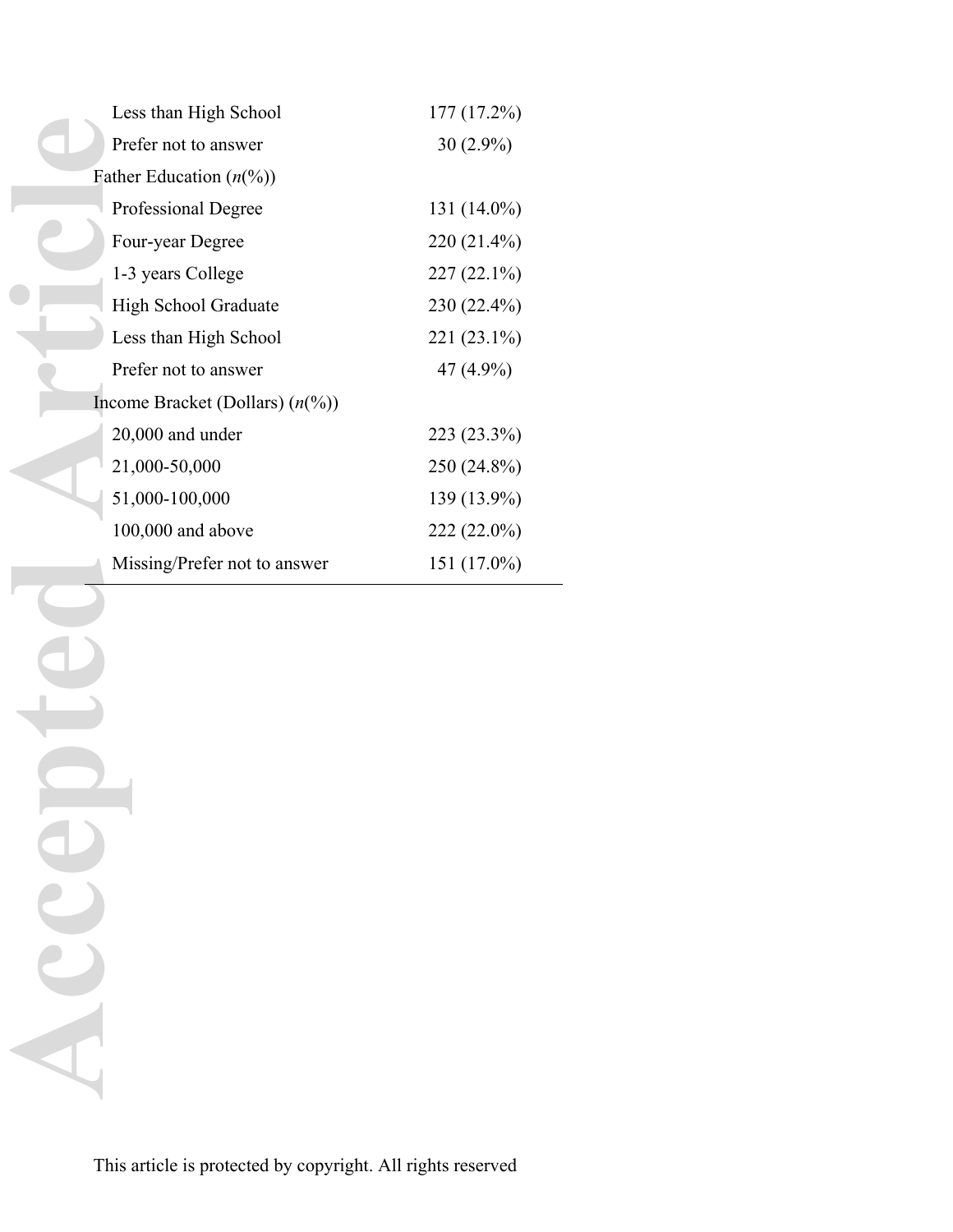| | |
|---|---|
| Less than High School | 177 (17.2%) |
| Prefer not to answer | 30 (2.9%) |
| Father Education (*n*(%)) | |
| Professional Degree | 131 (14.0%) |
| Four-year Degree | 220 (21.4%) |
| 1-3 years College | 227 (22.1%) |
| High School Graduate | 230 (22.4%) |
| Less than High School | 221 (23.1%) |
| Prefer not to answer | 47 (4.9%) |
| Income Bracket (Dollars) (*n*(%)) | |
| 20,000 and under | 223 (23.3%) |
| 21,000-50,000 | 250 (24.8%) |
| 51,000-100,000 | 139 (13.9%) |
| 100,000 and above | 222 (22.0%) |
| Missing/Prefer not to answer | 151 (17.0%) |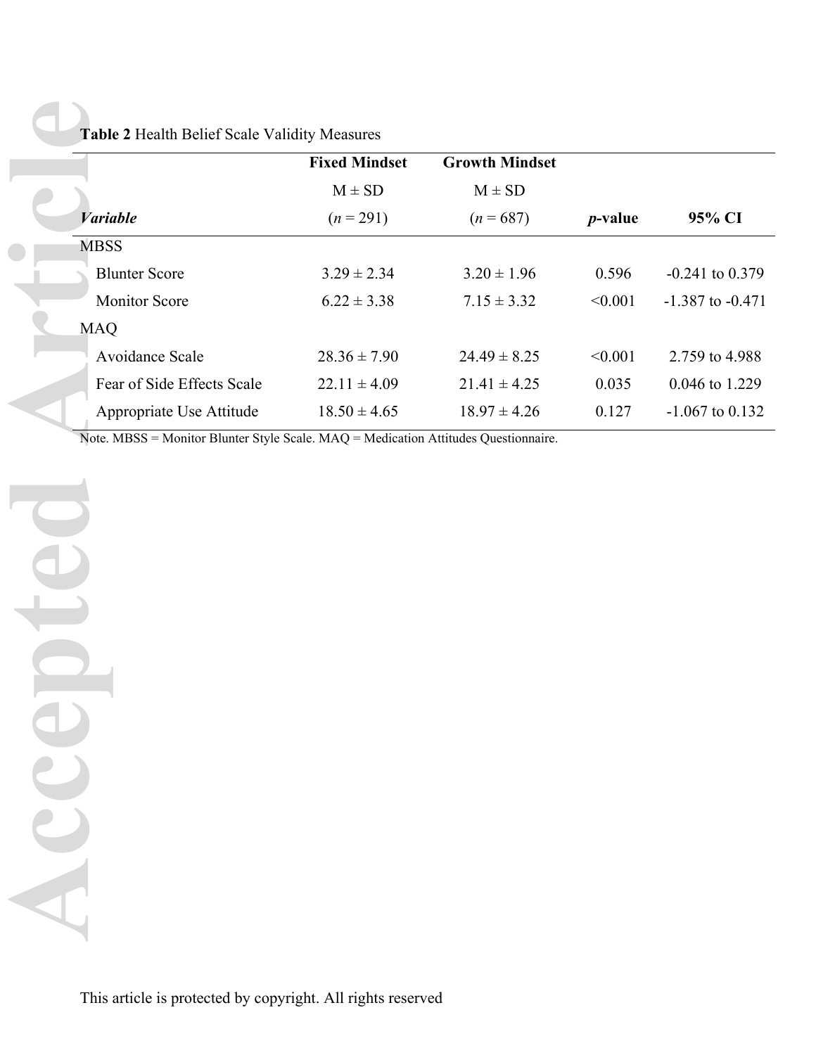**Table 2** Health Belief Scale Validity Measures

| *Variable* | Fixed Mindset M ± SD (*n* = 291) | Growth Mindset M ± SD (*n* = 687) | *p*-value | 95% CI |
|---|---|---|---|---|
| MBSS | | | | |
| Blunter Score | 3.29 ± 2.34 | 3.20 ± 1.96 | 0.596 | -0.241 to 0.379 |
| Monitor Score | 6.22 ± 3.38 | 7.15 ± 3.32 | <0.001 | -1.387 to -0.471 |
| MAQ | | | | |
| Avoidance Scale | 28.36 ± 7.90 | 24.49 ± 8.25 | <0.001 | 2.759 to 4.988 |
| Fear of Side Effects Scale | 22.11 ± 4.09 | 21.41 ± 4.25 | 0.035 | 0.046 to 1.229 |
| Appropriate Use Attitude | 18.50 ± 4.65 | 18.97 ± 4.26 | 0.127 | -1.067 to 0.132 |

Note. MBSS = Monitor Blunter Style Scale. MAQ = Medication Attitudes Questionnaire.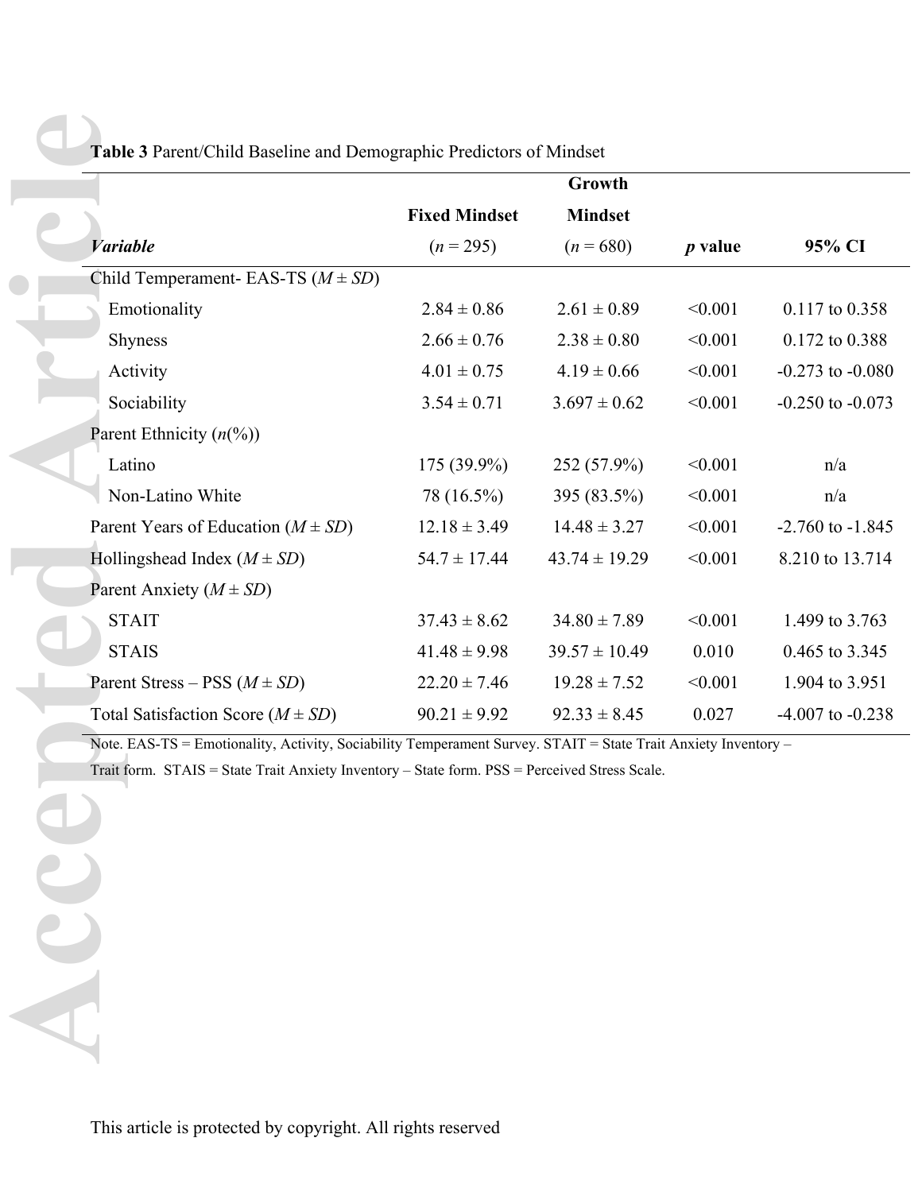**Table 3** Parent/Child Baseline and Demographic Predictors of Mindset

| *Variable* | Fixed Mindset ($n$ = 295) | Growth Mindset ($n$ = 680) | *p* value | 95% CI |
|---|---|---|---|---|
| Child Temperament- EAS-TS ($M \pm SD$) | | | | |
| Emotionality | 2.84 ± 0.86 | 2.61 ± 0.89 | <0.001 | 0.117 to 0.358 |
| Shyness | 2.66 ± 0.76 | 2.38 ± 0.80 | <0.001 | 0.172 to 0.388 |
| Activity | 4.01 ± 0.75 | 4.19 ± 0.66 | <0.001 | -0.273 to -0.080 |
| Sociability | 3.54 ± 0.71 | 3.697 ± 0.62 | <0.001 | -0.250 to -0.073 |
| Parent Ethnicity ($n$(%)) | | | | |
| Latino | 175 (39.9%) | 252 (57.9%) | <0.001 | n/a |
| Non-Latino White | 78 (16.5%) | 395 (83.5%) | <0.001 | n/a |
| Parent Years of Education ($M \pm SD$) | 12.18 ± 3.49 | 14.48 ± 3.27 | <0.001 | -2.760 to -1.845 |
| Hollingshead Index ($M \pm SD$) | 54.7 ± 17.44 | 43.74 ± 19.29 | <0.001 | 8.210 to 13.714 |
| Parent Anxiety ($M \pm SD$) | | | | |
| STAIT | 37.43 ± 8.62 | 34.80 ± 7.89 | <0.001 | 1.499 to 3.763 |
| STAIS | 41.48 ± 9.98 | 39.57 ± 10.49 | 0.010 | 0.465 to 3.345 |
| Parent Stress – PSS ($M \pm SD$) | 22.20 ± 7.46 | 19.28 ± 7.52 | <0.001 | 1.904 to 3.951 |
| Total Satisfaction Score ($M \pm SD$) | 90.21 ± 9.92 | 92.33 ± 8.45 | 0.027 | -4.007 to -0.238 |

Note. EAS-TS = Emotionality, Activity, Sociability Temperament Survey. STAIT = State Trait Anxiety Inventory – Trait form. STAIS = State Trait Anxiety Inventory – State form. PSS = Perceived Stress Scale.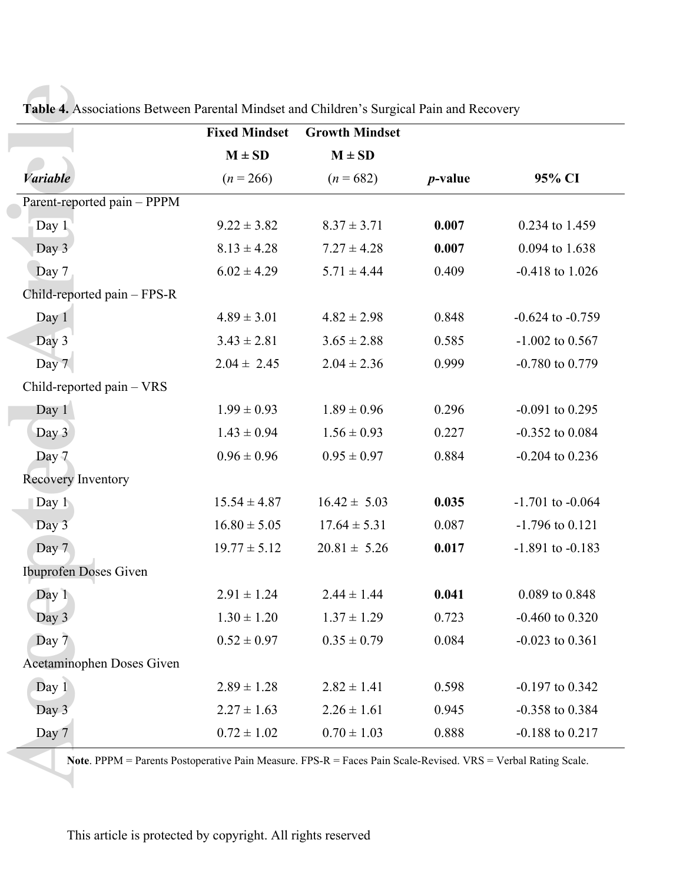**Table 4.** Associations Between Parental Mindset and Children's Surgical Pain and Recovery

| *Variable* | Fixed Mindset M ± SD ($n$ = 266) | Growth Mindset M ± SD ($n$ = 682) | $p$-value | 95% CI |
|---|---|---|---|---|
| Parent-reported pain – PPPM | | | | |
| Day 1 | 9.22 ± 3.82 | 8.37 ± 3.71 | **0.007** | 0.234 to 1.459 |
| Day 3 | 8.13 ± 4.28 | 7.27 ± 4.28 | **0.007** | 0.094 to 1.638 |
| Day 7 | 6.02 ± 4.29 | 5.71 ± 4.44 | 0.409 | -0.418 to 1.026 |
| Child-reported pain – FPS-R | | | | |
| Day 1 | 4.89 ± 3.01 | 4.82 ± 2.98 | 0.848 | -0.624 to -0.759 |
| Day 3 | 3.43 ± 2.81 | 3.65 ± 2.88 | 0.585 | -1.002 to 0.567 |
| Day 7 | 2.04 ± 2.45 | 2.04 ± 2.36 | 0.999 | -0.780 to 0.779 |
| Child-reported pain – VRS | | | | |
| Day 1 | 1.99 ± 0.93 | 1.89 ± 0.96 | 0.296 | -0.091 to 0.295 |
| Day 3 | 1.43 ± 0.94 | 1.56 ± 0.93 | 0.227 | -0.352 to 0.084 |
| Day 7 | 0.96 ± 0.96 | 0.95 ± 0.97 | 0.884 | -0.204 to 0.236 |
| Recovery Inventory | | | | |
| Day 1 | 15.54 ± 4.87 | 16.42 ± 5.03 | **0.035** | -1.701 to -0.064 |
| Day 3 | 16.80 ± 5.05 | 17.64 ± 5.31 | 0.087 | -1.796 to 0.121 |
| Day 7 | 19.77 ± 5.12 | 20.81 ± 5.26 | **0.017** | -1.891 to -0.183 |
| Ibuprofen Doses Given | | | | |
| Day 1 | 2.91 ± 1.24 | 2.44 ± 1.44 | **0.041** | 0.089 to 0.848 |
| Day 3 | 1.30 ± 1.20 | 1.37 ± 1.29 | 0.723 | -0.460 to 0.320 |
| Day 7 | 0.52 ± 0.97 | 0.35 ± 0.79 | 0.084 | -0.023 to 0.361 |
| Acetaminophen Doses Given | | | | |
| Day 1 | 2.89 ± 1.28 | 2.82 ± 1.41 | 0.598 | -0.197 to 0.342 |
| Day 3 | 2.27 ± 1.63 | 2.26 ± 1.61 | 0.945 | -0.358 to 0.384 |
| Day 7 | 0.72 ± 1.02 | 0.70 ± 1.03 | 0.888 | -0.188 to 0.217 |

**Note**. PPPM = Parents Postoperative Pain Measure. FPS-R = Faces Pain Scale-Revised. VRS = Verbal Rating Scale.